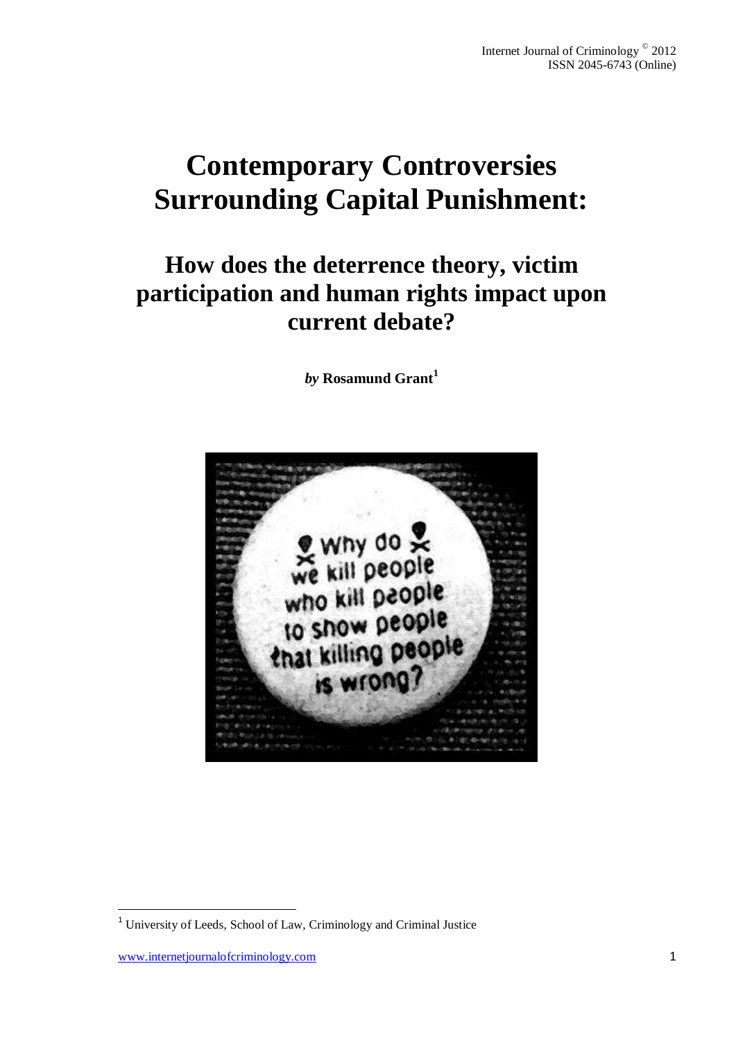# Contemporary Controversies Surrounding Capital Punishment:

## How does the deterrence theory, victim participation and human rights impact upon current debate?

*by* **Rosamund Grant**[1]

[1] University of Leeds, School of Law, Criminology and Criminal Justice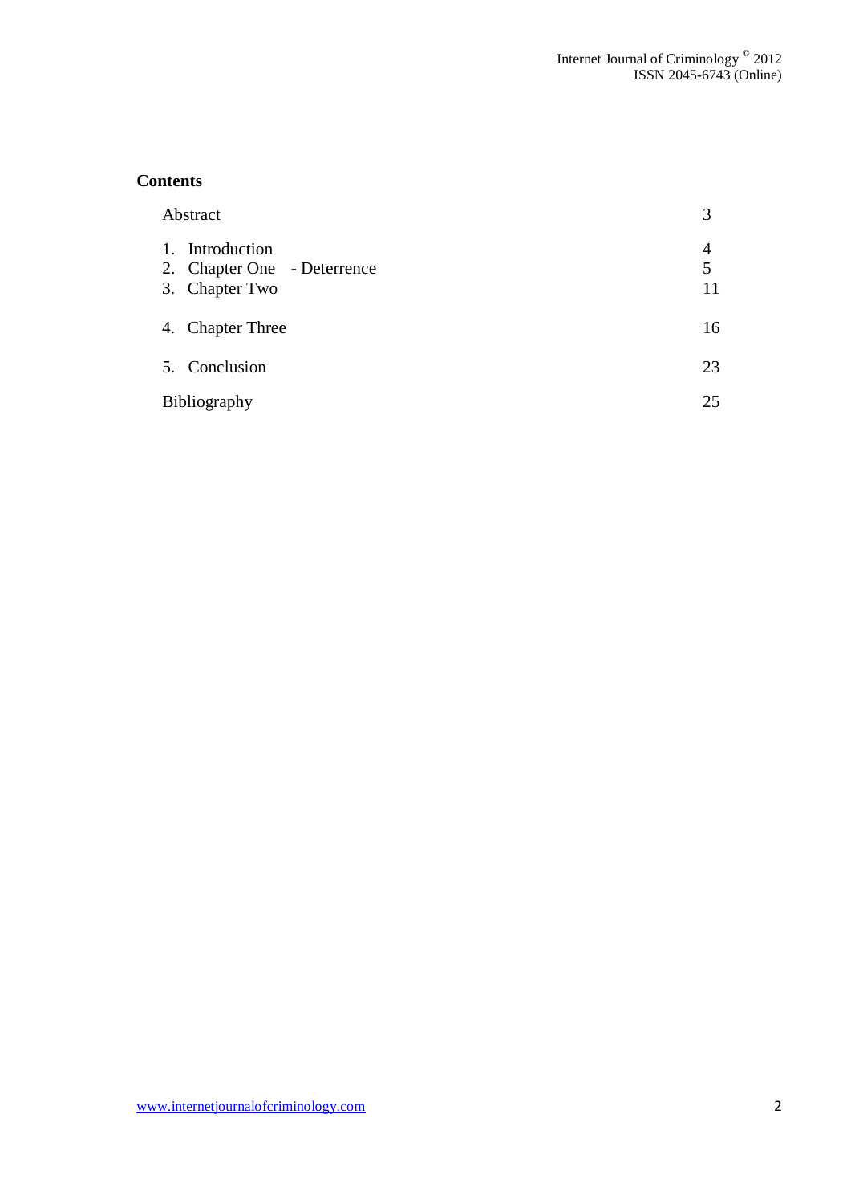## Contents

| | |
|---|---|
| Abstract | 3 |
| 1. Introduction | 4 |
| 2. Chapter One - Deterrence | 5 |
| 3. Chapter Two | 11 |
| 4. Chapter Three | 16 |
| 5. Conclusion | 23 |
| Bibliography | 25 |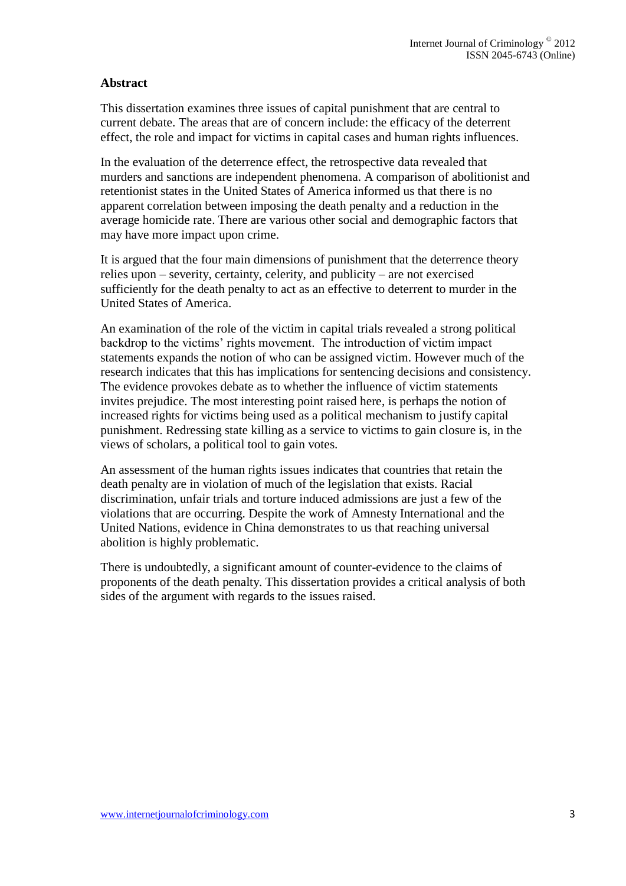## Abstract

This dissertation examines three issues of capital punishment that are central to current debate. The areas that are of concern include: the efficacy of the deterrent effect, the role and impact for victims in capital cases and human rights influences.

In the evaluation of the deterrence effect, the retrospective data revealed that murders and sanctions are independent phenomena. A comparison of abolitionist and retentionist states in the United States of America informed us that there is no apparent correlation between imposing the death penalty and a reduction in the average homicide rate. There are various other social and demographic factors that may have more impact upon crime.

It is argued that the four main dimensions of punishment that the deterrence theory relies upon – severity, certainty, celerity, and publicity – are not exercised sufficiently for the death penalty to act as an effective to deterrent to murder in the United States of America.

An examination of the role of the victim in capital trials revealed a strong political backdrop to the victims' rights movement. The introduction of victim impact statements expands the notion of who can be assigned victim. However much of the research indicates that this has implications for sentencing decisions and consistency. The evidence provokes debate as to whether the influence of victim statements invites prejudice. The most interesting point raised here, is perhaps the notion of increased rights for victims being used as a political mechanism to justify capital punishment. Redressing state killing as a service to victims to gain closure is, in the views of scholars, a political tool to gain votes.

An assessment of the human rights issues indicates that countries that retain the death penalty are in violation of much of the legislation that exists. Racial discrimination, unfair trials and torture induced admissions are just a few of the violations that are occurring. Despite the work of Amnesty International and the United Nations, evidence in China demonstrates to us that reaching universal abolition is highly problematic.

There is undoubtedly, a significant amount of counter-evidence to the claims of proponents of the death penalty. This dissertation provides a critical analysis of both sides of the argument with regards to the issues raised.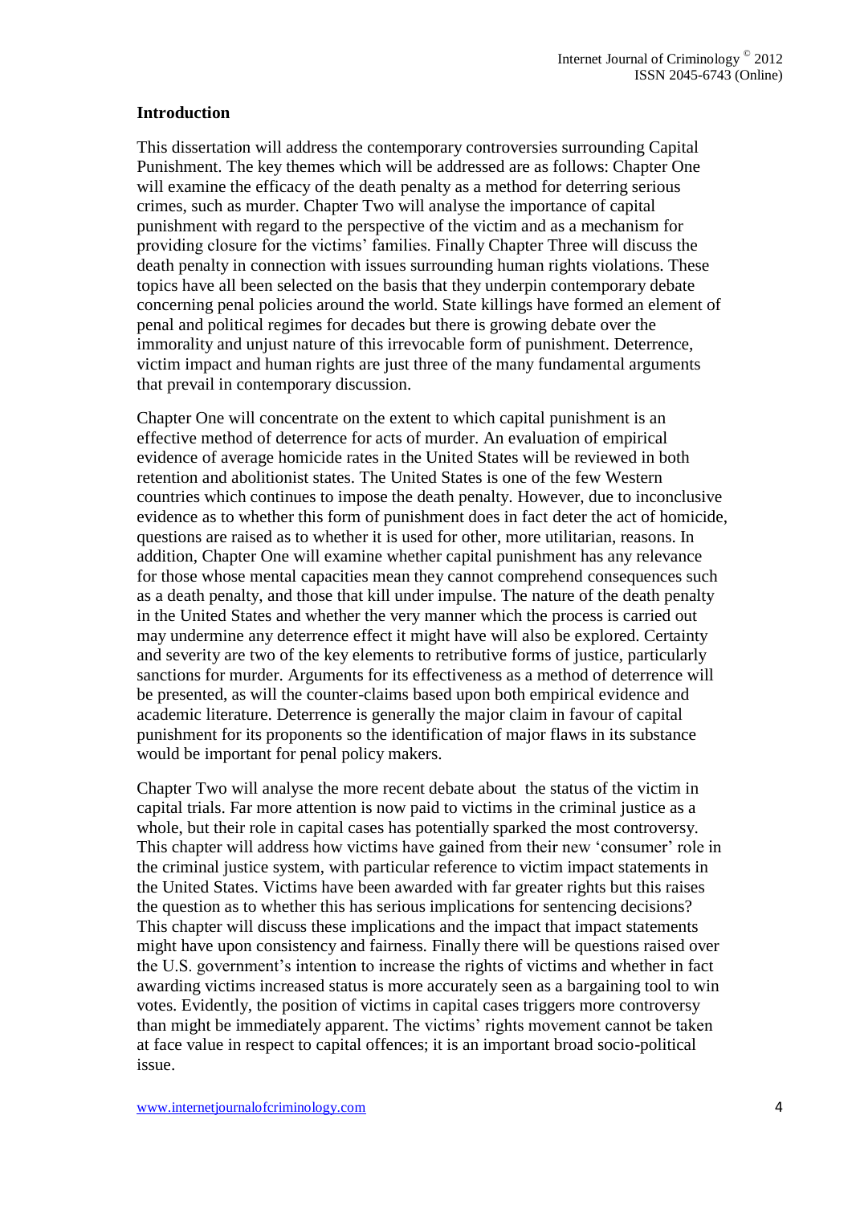## Introduction

This dissertation will address the contemporary controversies surrounding Capital Punishment. The key themes which will be addressed are as follows: Chapter One will examine the efficacy of the death penalty as a method for deterring serious crimes, such as murder. Chapter Two will analyse the importance of capital punishment with regard to the perspective of the victim and as a mechanism for providing closure for the victims' families. Finally Chapter Three will discuss the death penalty in connection with issues surrounding human rights violations. These topics have all been selected on the basis that they underpin contemporary debate concerning penal policies around the world. State killings have formed an element of penal and political regimes for decades but there is growing debate over the immorality and unjust nature of this irrevocable form of punishment. Deterrence, victim impact and human rights are just three of the many fundamental arguments that prevail in contemporary discussion.

Chapter One will concentrate on the extent to which capital punishment is an effective method of deterrence for acts of murder. An evaluation of empirical evidence of average homicide rates in the United States will be reviewed in both retention and abolitionist states. The United States is one of the few Western countries which continues to impose the death penalty. However, due to inconclusive evidence as to whether this form of punishment does in fact deter the act of homicide, questions are raised as to whether it is used for other, more utilitarian, reasons. In addition, Chapter One will examine whether capital punishment has any relevance for those whose mental capacities mean they cannot comprehend consequences such as a death penalty, and those that kill under impulse. The nature of the death penalty in the United States and whether the very manner which the process is carried out may undermine any deterrence effect it might have will also be explored. Certainty and severity are two of the key elements to retributive forms of justice, particularly sanctions for murder. Arguments for its effectiveness as a method of deterrence will be presented, as will the counter-claims based upon both empirical evidence and academic literature. Deterrence is generally the major claim in favour of capital punishment for its proponents so the identification of major flaws in its substance would be important for penal policy makers.

Chapter Two will analyse the more recent debate about the status of the victim in capital trials. Far more attention is now paid to victims in the criminal justice as a whole, but their role in capital cases has potentially sparked the most controversy. This chapter will address how victims have gained from their new 'consumer' role in the criminal justice system, with particular reference to victim impact statements in the United States. Victims have been awarded with far greater rights but this raises the question as to whether this has serious implications for sentencing decisions? This chapter will discuss these implications and the impact that impact statements might have upon consistency and fairness. Finally there will be questions raised over the U.S. government's intention to increase the rights of victims and whether in fact awarding victims increased status is more accurately seen as a bargaining tool to win votes. Evidently, the position of victims in capital cases triggers more controversy than might be immediately apparent. The victims' rights movement cannot be taken at face value in respect to capital offences; it is an important broad socio-political issue.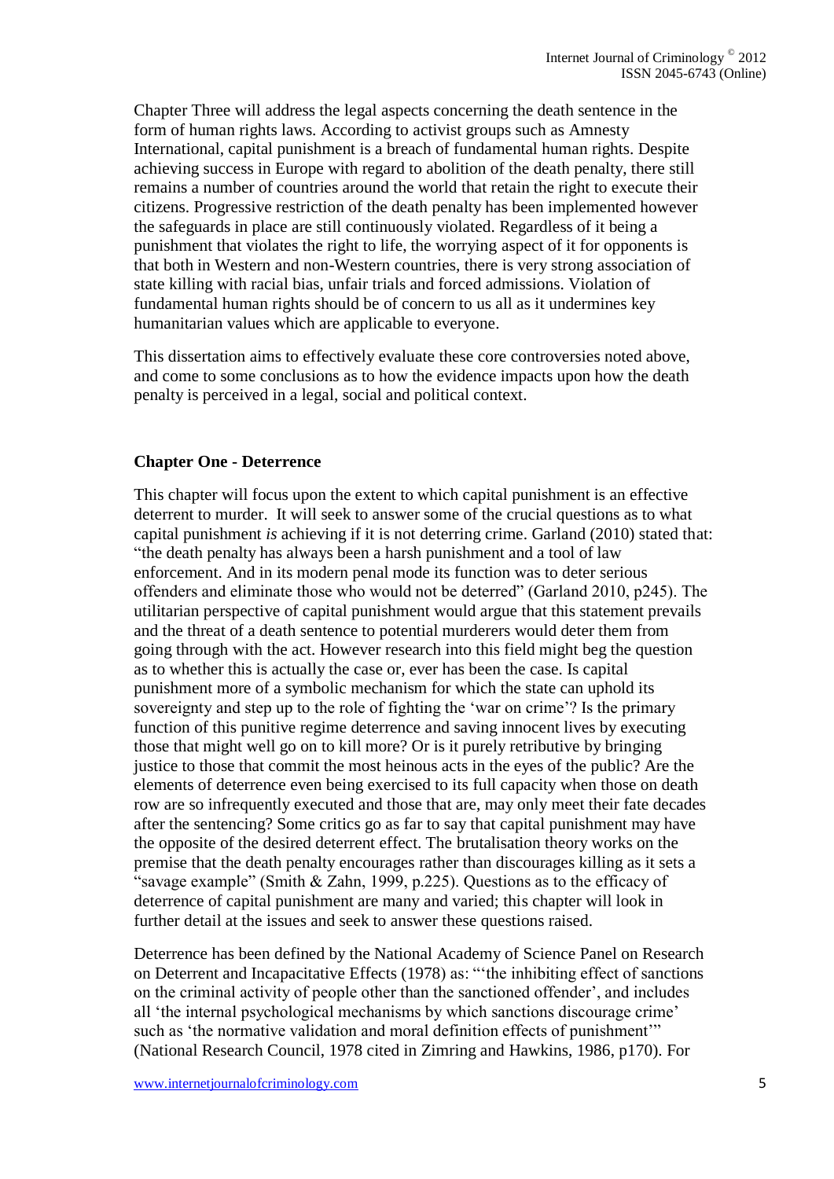Chapter Three will address the legal aspects concerning the death sentence in the form of human rights laws. According to activist groups such as Amnesty International, capital punishment is a breach of fundamental human rights. Despite achieving success in Europe with regard to abolition of the death penalty, there still remains a number of countries around the world that retain the right to execute their citizens. Progressive restriction of the death penalty has been implemented however the safeguards in place are still continuously violated. Regardless of it being a punishment that violates the right to life, the worrying aspect of it for opponents is that both in Western and non-Western countries, there is very strong association of state killing with racial bias, unfair trials and forced admissions. Violation of fundamental human rights should be of concern to us all as it undermines key humanitarian values which are applicable to everyone.

This dissertation aims to effectively evaluate these core controversies noted above, and come to some conclusions as to how the evidence impacts upon how the death penalty is perceived in a legal, social and political context.

## Chapter One - Deterrence

This chapter will focus upon the extent to which capital punishment is an effective deterrent to murder. It will seek to answer some of the crucial questions as to what capital punishment *is* achieving if it is not deterring crime. Garland (2010) stated that: "the death penalty has always been a harsh punishment and a tool of law enforcement. And in its modern penal mode its function was to deter serious offenders and eliminate those who would not be deterred" (Garland 2010, p245). The utilitarian perspective of capital punishment would argue that this statement prevails and the threat of a death sentence to potential murderers would deter them from going through with the act. However research into this field might beg the question as to whether this is actually the case or, ever has been the case. Is capital punishment more of a symbolic mechanism for which the state can uphold its sovereignty and step up to the role of fighting the 'war on crime'? Is the primary function of this punitive regime deterrence and saving innocent lives by executing those that might well go on to kill more? Or is it purely retributive by bringing justice to those that commit the most heinous acts in the eyes of the public? Are the elements of deterrence even being exercised to its full capacity when those on death row are so infrequently executed and those that are, may only meet their fate decades after the sentencing? Some critics go as far to say that capital punishment may have the opposite of the desired deterrent effect. The brutalisation theory works on the premise that the death penalty encourages rather than discourages killing as it sets a "savage example" (Smith & Zahn, 1999, p.225). Questions as to the efficacy of deterrence of capital punishment are many and varied; this chapter will look in further detail at the issues and seek to answer these questions raised.

Deterrence has been defined by the National Academy of Science Panel on Research on Deterrent and Incapacitative Effects (1978) as: "'the inhibiting effect of sanctions on the criminal activity of people other than the sanctioned offender', and includes all 'the internal psychological mechanisms by which sanctions discourage crime' such as 'the normative validation and moral definition effects of punishment'" (National Research Council, 1978 cited in Zimring and Hawkins, 1986, p170). For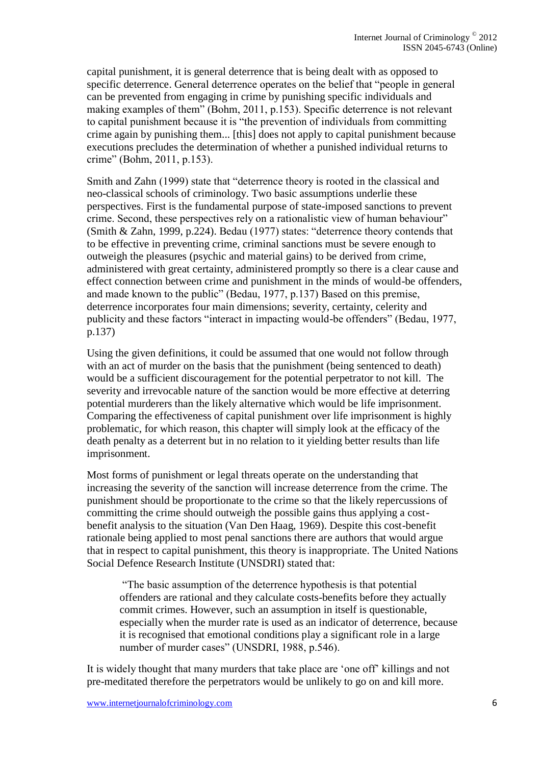capital punishment, it is general deterrence that is being dealt with as opposed to specific deterrence. General deterrence operates on the belief that "people in general can be prevented from engaging in crime by punishing specific individuals and making examples of them" (Bohm, 2011, p.153). Specific deterrence is not relevant to capital punishment because it is "the prevention of individuals from committing crime again by punishing them... [this] does not apply to capital punishment because executions precludes the determination of whether a punished individual returns to crime" (Bohm, 2011, p.153).

Smith and Zahn (1999) state that "deterrence theory is rooted in the classical and neo-classical schools of criminology. Two basic assumptions underlie these perspectives. First is the fundamental purpose of state-imposed sanctions to prevent crime. Second, these perspectives rely on a rationalistic view of human behaviour" (Smith & Zahn, 1999, p.224). Bedau (1977) states: "deterrence theory contends that to be effective in preventing crime, criminal sanctions must be severe enough to outweigh the pleasures (psychic and material gains) to be derived from crime, administered with great certainty, administered promptly so there is a clear cause and effect connection between crime and punishment in the minds of would-be offenders, and made known to the public" (Bedau, 1977, p.137) Based on this premise, deterrence incorporates four main dimensions; severity, certainty, celerity and publicity and these factors "interact in impacting would-be offenders" (Bedau, 1977, p.137)

Using the given definitions, it could be assumed that one would not follow through with an act of murder on the basis that the punishment (being sentenced to death) would be a sufficient discouragement for the potential perpetrator to not kill. The severity and irrevocable nature of the sanction would be more effective at deterring potential murderers than the likely alternative which would be life imprisonment. Comparing the effectiveness of capital punishment over life imprisonment is highly problematic, for which reason, this chapter will simply look at the efficacy of the death penalty as a deterrent but in no relation to it yielding better results than life imprisonment.

Most forms of punishment or legal threats operate on the understanding that increasing the severity of the sanction will increase deterrence from the crime. The punishment should be proportionate to the crime so that the likely repercussions of committing the crime should outweigh the possible gains thus applying a cost-benefit analysis to the situation (Van Den Haag, 1969). Despite this cost-benefit rationale being applied to most penal sanctions there are authors that would argue that in respect to capital punishment, this theory is inappropriate. The United Nations Social Defence Research Institute (UNSDRI) stated that:

> "The basic assumption of the deterrence hypothesis is that potential offenders are rational and they calculate costs-benefits before they actually commit crimes. However, such an assumption in itself is questionable, especially when the murder rate is used as an indicator of deterrence, because it is recognised that emotional conditions play a significant role in a large number of murder cases" (UNSDRI, 1988, p.546).

It is widely thought that many murders that take place are 'one off' killings and not pre-meditated therefore the perpetrators would be unlikely to go on and kill more.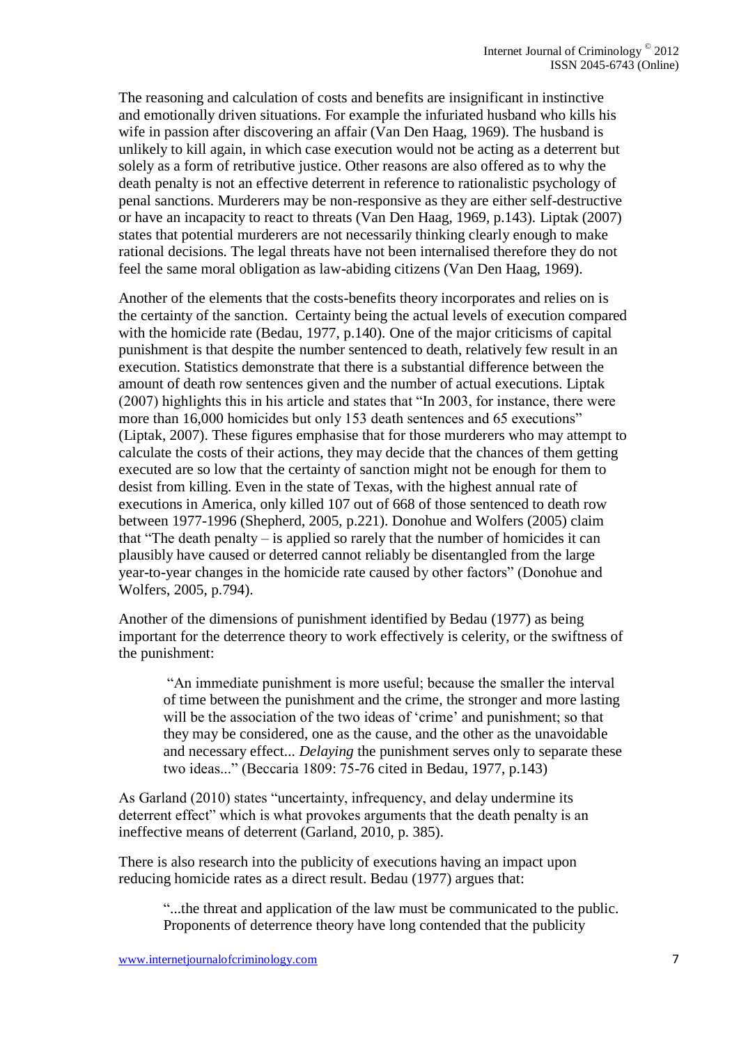The reasoning and calculation of costs and benefits are insignificant in instinctive and emotionally driven situations. For example the infuriated husband who kills his wife in passion after discovering an affair (Van Den Haag, 1969). The husband is unlikely to kill again, in which case execution would not be acting as a deterrent but solely as a form of retributive justice. Other reasons are also offered as to why the death penalty is not an effective deterrent in reference to rationalistic psychology of penal sanctions. Murderers may be non-responsive as they are either self-destructive or have an incapacity to react to threats (Van Den Haag, 1969, p.143). Liptak (2007) states that potential murderers are not necessarily thinking clearly enough to make rational decisions. The legal threats have not been internalised therefore they do not feel the same moral obligation as law-abiding citizens (Van Den Haag, 1969).

Another of the elements that the costs-benefits theory incorporates and relies on is the certainty of the sanction. Certainty being the actual levels of execution compared with the homicide rate (Bedau, 1977, p.140). One of the major criticisms of capital punishment is that despite the number sentenced to death, relatively few result in an execution. Statistics demonstrate that there is a substantial difference between the amount of death row sentences given and the number of actual executions. Liptak (2007) highlights this in his article and states that "In 2003, for instance, there were more than 16,000 homicides but only 153 death sentences and 65 executions" (Liptak, 2007). These figures emphasise that for those murderers who may attempt to calculate the costs of their actions, they may decide that the chances of them getting executed are so low that the certainty of sanction might not be enough for them to desist from killing. Even in the state of Texas, with the highest annual rate of executions in America, only killed 107 out of 668 of those sentenced to death row between 1977-1996 (Shepherd, 2005, p.221). Donohue and Wolfers (2005) claim that "The death penalty – is applied so rarely that the number of homicides it can plausibly have caused or deterred cannot reliably be disentangled from the large year-to-year changes in the homicide rate caused by other factors" (Donohue and Wolfers, 2005, p.794).

Another of the dimensions of punishment identified by Bedau (1977) as being important for the deterrence theory to work effectively is celerity, or the swiftness of the punishment:

> "An immediate punishment is more useful; because the smaller the interval of time between the punishment and the crime, the stronger and more lasting will be the association of the two ideas of 'crime' and punishment; so that they may be considered, one as the cause, and the other as the unavoidable and necessary effect... *Delaying* the punishment serves only to separate these two ideas..." (Beccaria 1809: 75-76 cited in Bedau, 1977, p.143)

As Garland (2010) states "uncertainty, infrequency, and delay undermine its deterrent effect" which is what provokes arguments that the death penalty is an ineffective means of deterrent (Garland, 2010, p. 385).

There is also research into the publicity of executions having an impact upon reducing homicide rates as a direct result. Bedau (1977) argues that:

> "...the threat and application of the law must be communicated to the public. Proponents of deterrence theory have long contended that the publicity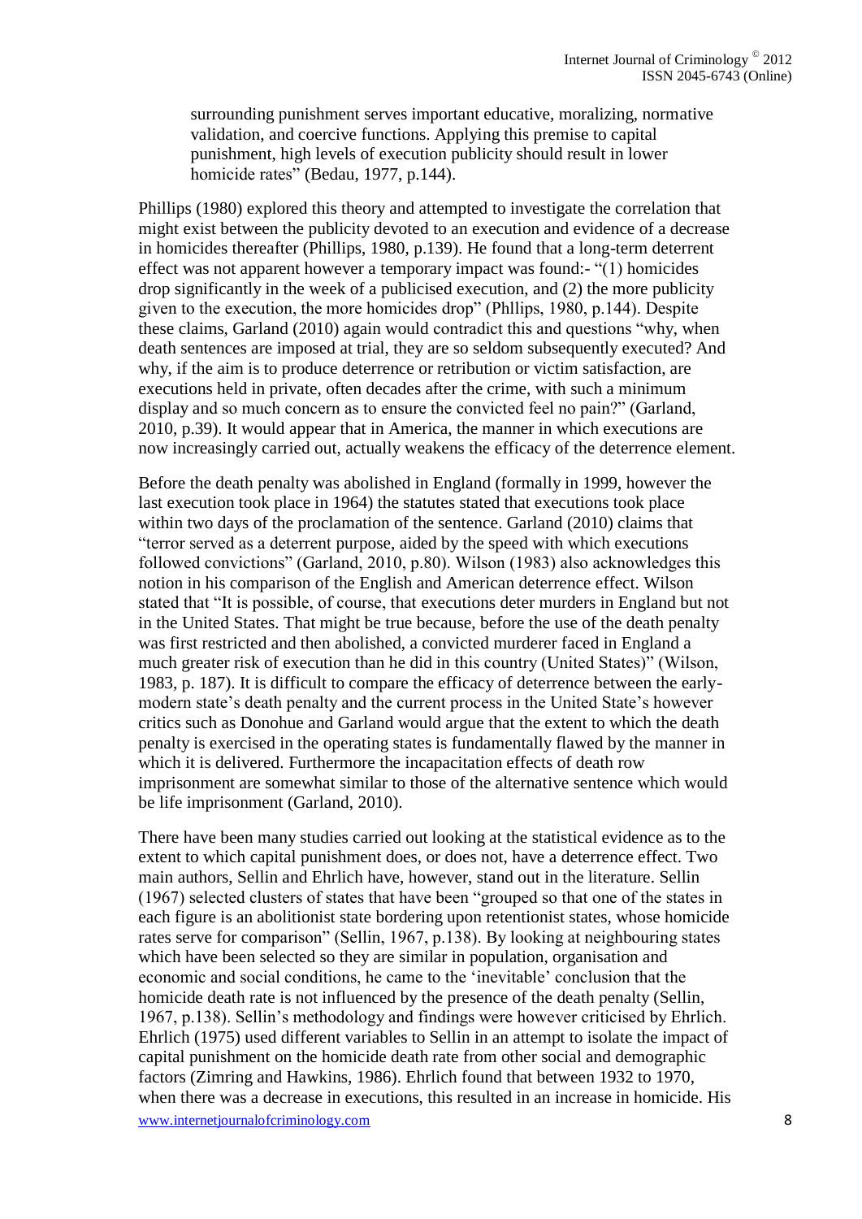> surrounding punishment serves important educative, moralizing, normative validation, and coercive functions. Applying this premise to capital punishment, high levels of execution publicity should result in lower homicide rates" (Bedau, 1977, p.144).

Phillips (1980) explored this theory and attempted to investigate the correlation that might exist between the publicity devoted to an execution and evidence of a decrease in homicides thereafter (Phillips, 1980, p.139). He found that a long-term deterrent effect was not apparent however a temporary impact was found:- "(1) homicides drop significantly in the week of a publicised execution, and (2) the more publicity given to the execution, the more homicides drop" (Phllips, 1980, p.144). Despite these claims, Garland (2010) again would contradict this and questions "why, when death sentences are imposed at trial, they are so seldom subsequently executed? And why, if the aim is to produce deterrence or retribution or victim satisfaction, are executions held in private, often decades after the crime, with such a minimum display and so much concern as to ensure the convicted feel no pain?" (Garland, 2010, p.39). It would appear that in America, the manner in which executions are now increasingly carried out, actually weakens the efficacy of the deterrence element.

Before the death penalty was abolished in England (formally in 1999, however the last execution took place in 1964) the statutes stated that executions took place within two days of the proclamation of the sentence. Garland (2010) claims that "terror served as a deterrent purpose, aided by the speed with which executions followed convictions" (Garland, 2010, p.80). Wilson (1983) also acknowledges this notion in his comparison of the English and American deterrence effect. Wilson stated that "It is possible, of course, that executions deter murders in England but not in the United States. That might be true because, before the use of the death penalty was first restricted and then abolished, a convicted murderer faced in England a much greater risk of execution than he did in this country (United States)" (Wilson, 1983, p. 187). It is difficult to compare the efficacy of deterrence between the early-modern state's death penalty and the current process in the United State's however critics such as Donohue and Garland would argue that the extent to which the death penalty is exercised in the operating states is fundamentally flawed by the manner in which it is delivered. Furthermore the incapacitation effects of death row imprisonment are somewhat similar to those of the alternative sentence which would be life imprisonment (Garland, 2010).

There have been many studies carried out looking at the statistical evidence as to the extent to which capital punishment does, or does not, have a deterrence effect. Two main authors, Sellin and Ehrlich have, however, stand out in the literature. Sellin (1967) selected clusters of states that have been "grouped so that one of the states in each figure is an abolitionist state bordering upon retentionist states, whose homicide rates serve for comparison" (Sellin, 1967, p.138). By looking at neighbouring states which have been selected so they are similar in population, organisation and economic and social conditions, he came to the 'inevitable' conclusion that the homicide death rate is not influenced by the presence of the death penalty (Sellin, 1967, p.138). Sellin's methodology and findings were however criticised by Ehrlich. Ehrlich (1975) used different variables to Sellin in an attempt to isolate the impact of capital punishment on the homicide death rate from other social and demographic factors (Zimring and Hawkins, 1986). Ehrlich found that between 1932 to 1970, when there was a decrease in executions, this resulted in an increase in homicide. His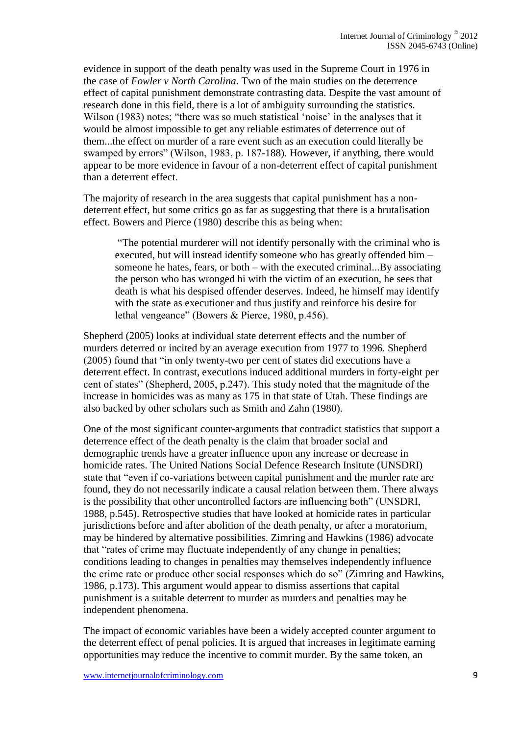evidence in support of the death penalty was used in the Supreme Court in 1976 in the case of *Fowler v North Carolina*. Two of the main studies on the deterrence effect of capital punishment demonstrate contrasting data. Despite the vast amount of research done in this field, there is a lot of ambiguity surrounding the statistics. Wilson (1983) notes; "there was so much statistical 'noise' in the analyses that it would be almost impossible to get any reliable estimates of deterrence out of them...the effect on murder of a rare event such as an execution could literally be swamped by errors" (Wilson, 1983, p. 187-188). However, if anything, there would appear to be more evidence in favour of a non-deterrent effect of capital punishment than a deterrent effect.

The majority of research in the area suggests that capital punishment has a non-deterrent effect, but some critics go as far as suggesting that there is a brutalisation effect. Bowers and Pierce (1980) describe this as being when:

> "The potential murderer will not identify personally with the criminal who is executed, but will instead identify someone who has greatly offended him – someone he hates, fears, or both – with the executed criminal...By associating the person who has wronged hi with the victim of an execution, he sees that death is what his despised offender deserves. Indeed, he himself may identify with the state as executioner and thus justify and reinforce his desire for lethal vengeance" (Bowers & Pierce, 1980, p.456).

Shepherd (2005) looks at individual state deterrent effects and the number of murders deterred or incited by an average execution from 1977 to 1996. Shepherd (2005) found that "in only twenty-two per cent of states did executions have a deterrent effect. In contrast, executions induced additional murders in forty-eight per cent of states" (Shepherd, 2005, p.247). This study noted that the magnitude of the increase in homicides was as many as 175 in that state of Utah. These findings are also backed by other scholars such as Smith and Zahn (1980).

One of the most significant counter-arguments that contradict statistics that support a deterrence effect of the death penalty is the claim that broader social and demographic trends have a greater influence upon any increase or decrease in homicide rates. The United Nations Social Defence Research Insitute (UNSDRI) state that "even if co-variations between capital punishment and the murder rate are found, they do not necessarily indicate a causal relation between them. There always is the possibility that other uncontrolled factors are influencing both" (UNSDRI, 1988, p.545). Retrospective studies that have looked at homicide rates in particular jurisdictions before and after abolition of the death penalty, or after a moratorium, may be hindered by alternative possibilities. Zimring and Hawkins (1986) advocate that "rates of crime may fluctuate independently of any change in penalties; conditions leading to changes in penalties may themselves independently influence the crime rate or produce other social responses which do so" (Zimring and Hawkins, 1986, p.173). This argument would appear to dismiss assertions that capital punishment is a suitable deterrent to murder as murders and penalties may be independent phenomena.

The impact of economic variables have been a widely accepted counter argument to the deterrent effect of penal policies. It is argued that increases in legitimate earning opportunities may reduce the incentive to commit murder. By the same token, an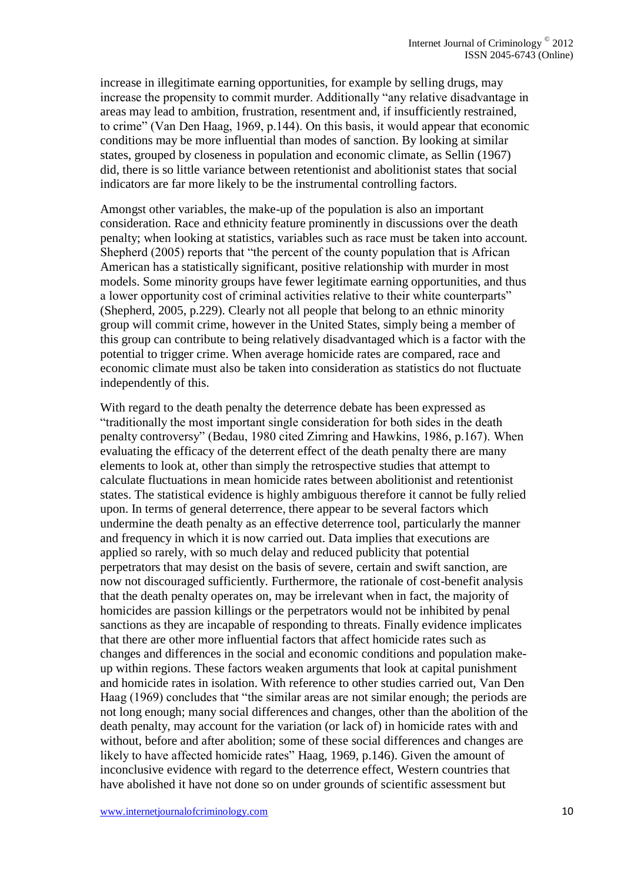increase in illegitimate earning opportunities, for example by selling drugs, may increase the propensity to commit murder. Additionally "any relative disadvantage in areas may lead to ambition, frustration, resentment and, if insufficiently restrained, to crime" (Van Den Haag, 1969, p.144). On this basis, it would appear that economic conditions may be more influential than modes of sanction. By looking at similar states, grouped by closeness in population and economic climate, as Sellin (1967) did, there is so little variance between retentionist and abolitionist states that social indicators are far more likely to be the instrumental controlling factors.

Amongst other variables, the make-up of the population is also an important consideration. Race and ethnicity feature prominently in discussions over the death penalty; when looking at statistics, variables such as race must be taken into account. Shepherd (2005) reports that "the percent of the county population that is African American has a statistically significant, positive relationship with murder in most models. Some minority groups have fewer legitimate earning opportunities, and thus a lower opportunity cost of criminal activities relative to their white counterparts" (Shepherd, 2005, p.229). Clearly not all people that belong to an ethnic minority group will commit crime, however in the United States, simply being a member of this group can contribute to being relatively disadvantaged which is a factor with the potential to trigger crime. When average homicide rates are compared, race and economic climate must also be taken into consideration as statistics do not fluctuate independently of this.

With regard to the death penalty the deterrence debate has been expressed as "traditionally the most important single consideration for both sides in the death penalty controversy" (Bedau, 1980 cited Zimring and Hawkins, 1986, p.167). When evaluating the efficacy of the deterrent effect of the death penalty there are many elements to look at, other than simply the retrospective studies that attempt to calculate fluctuations in mean homicide rates between abolitionist and retentionist states. The statistical evidence is highly ambiguous therefore it cannot be fully relied upon. In terms of general deterrence, there appear to be several factors which undermine the death penalty as an effective deterrence tool, particularly the manner and frequency in which it is now carried out. Data implies that executions are applied so rarely, with so much delay and reduced publicity that potential perpetrators that may desist on the basis of severe, certain and swift sanction, are now not discouraged sufficiently. Furthermore, the rationale of cost-benefit analysis that the death penalty operates on, may be irrelevant when in fact, the majority of homicides are passion killings or the perpetrators would not be inhibited by penal sanctions as they are incapable of responding to threats. Finally evidence implicates that there are other more influential factors that affect homicide rates such as changes and differences in the social and economic conditions and population make-up within regions. These factors weaken arguments that look at capital punishment and homicide rates in isolation. With reference to other studies carried out, Van Den Haag (1969) concludes that "the similar areas are not similar enough; the periods are not long enough; many social differences and changes, other than the abolition of the death penalty, may account for the variation (or lack of) in homicide rates with and without, before and after abolition; some of these social differences and changes are likely to have affected homicide rates" Haag, 1969, p.146). Given the amount of inconclusive evidence with regard to the deterrence effect, Western countries that have abolished it have not done so on under grounds of scientific assessment but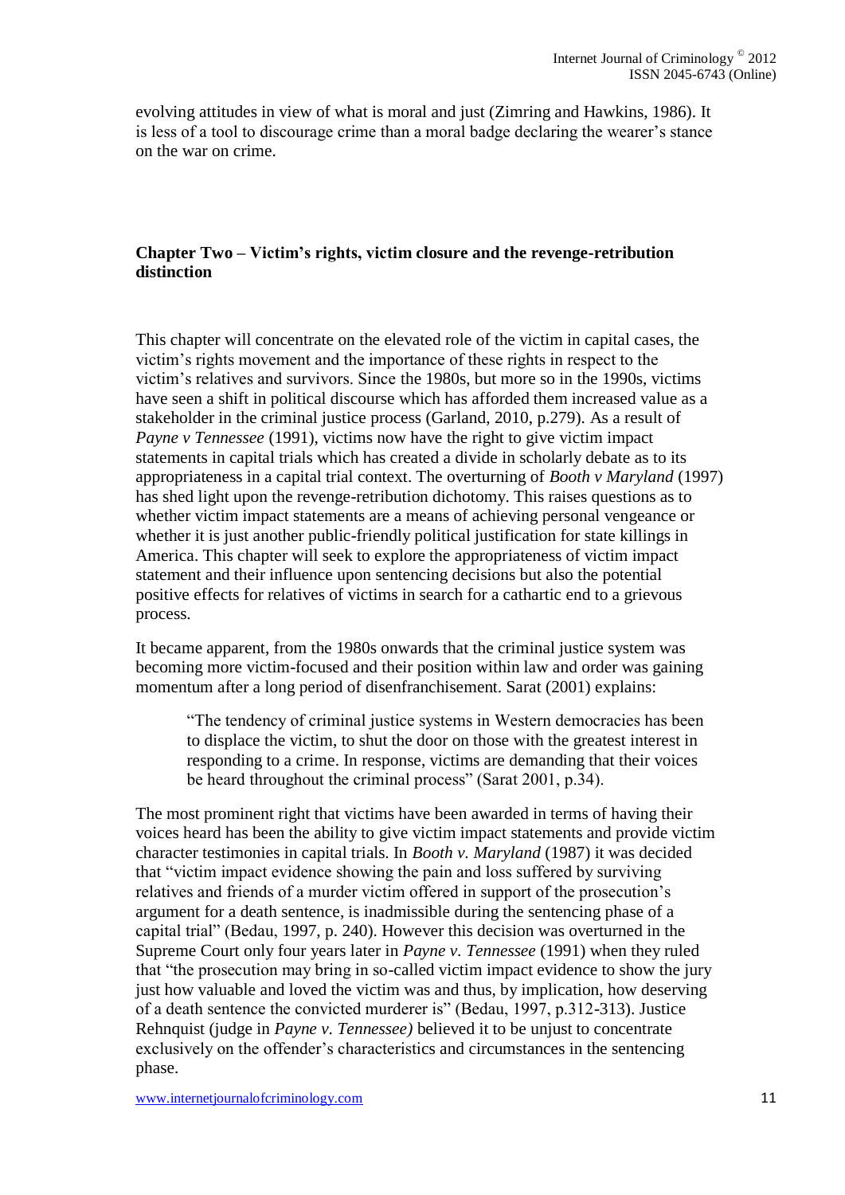evolving attitudes in view of what is moral and just (Zimring and Hawkins, 1986). It is less of a tool to discourage crime than a moral badge declaring the wearer's stance on the war on crime.

## Chapter Two – Victim's rights, victim closure and the revenge-retribution distinction

This chapter will concentrate on the elevated role of the victim in capital cases, the victim's rights movement and the importance of these rights in respect to the victim's relatives and survivors. Since the 1980s, but more so in the 1990s, victims have seen a shift in political discourse which has afforded them increased value as a stakeholder in the criminal justice process (Garland, 2010, p.279). As a result of *Payne v Tennessee* (1991), victims now have the right to give victim impact statements in capital trials which has created a divide in scholarly debate as to its appropriateness in a capital trial context. The overturning of *Booth v Maryland* (1997) has shed light upon the revenge-retribution dichotomy. This raises questions as to whether victim impact statements are a means of achieving personal vengeance or whether it is just another public-friendly political justification for state killings in America. This chapter will seek to explore the appropriateness of victim impact statement and their influence upon sentencing decisions but also the potential positive effects for relatives of victims in search for a cathartic end to a grievous process.

It became apparent, from the 1980s onwards that the criminal justice system was becoming more victim-focused and their position within law and order was gaining momentum after a long period of disenfranchisement. Sarat (2001) explains:

> "The tendency of criminal justice systems in Western democracies has been to displace the victim, to shut the door on those with the greatest interest in responding to a crime. In response, victims are demanding that their voices be heard throughout the criminal process" (Sarat 2001, p.34).

The most prominent right that victims have been awarded in terms of having their voices heard has been the ability to give victim impact statements and provide victim character testimonies in capital trials. In *Booth v. Maryland* (1987) it was decided that "victim impact evidence showing the pain and loss suffered by surviving relatives and friends of a murder victim offered in support of the prosecution's argument for a death sentence, is inadmissible during the sentencing phase of a capital trial" (Bedau, 1997, p. 240). However this decision was overturned in the Supreme Court only four years later in *Payne v. Tennessee* (1991) when they ruled that "the prosecution may bring in so-called victim impact evidence to show the jury just how valuable and loved the victim was and thus, by implication, how deserving of a death sentence the convicted murderer is" (Bedau, 1997, p.312-313). Justice Rehnquist (judge in *Payne v. Tennessee)* believed it to be unjust to concentrate exclusively on the offender's characteristics and circumstances in the sentencing phase.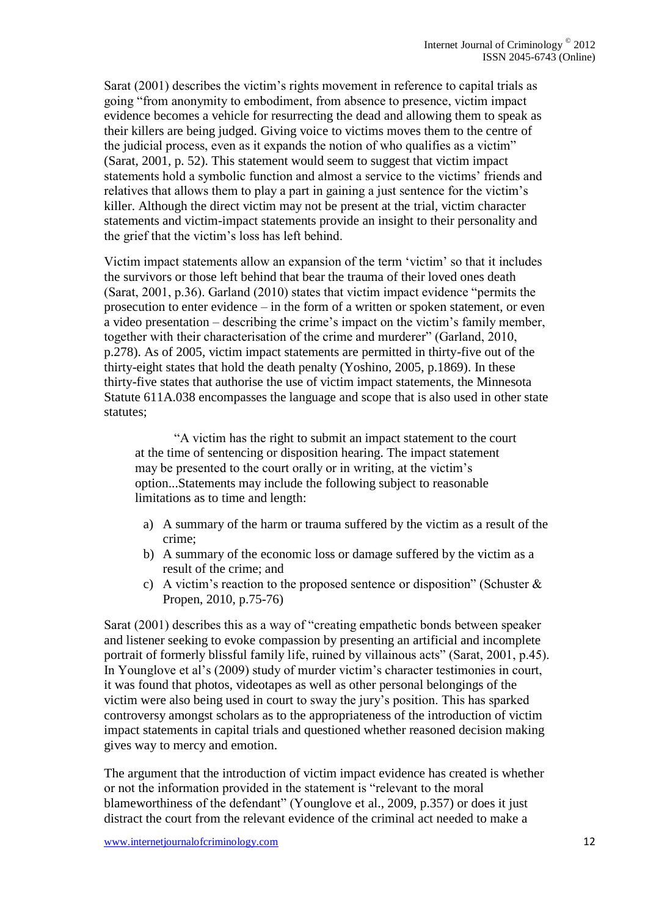Sarat (2001) describes the victim's rights movement in reference to capital trials as going "from anonymity to embodiment, from absence to presence, victim impact evidence becomes a vehicle for resurrecting the dead and allowing them to speak as their killers are being judged. Giving voice to victims moves them to the centre of the judicial process, even as it expands the notion of who qualifies as a victim" (Sarat, 2001, p. 52). This statement would seem to suggest that victim impact statements hold a symbolic function and almost a service to the victims' friends and relatives that allows them to play a part in gaining a just sentence for the victim's killer. Although the direct victim may not be present at the trial, victim character statements and victim-impact statements provide an insight to their personality and the grief that the victim's loss has left behind.

Victim impact statements allow an expansion of the term 'victim' so that it includes the survivors or those left behind that bear the trauma of their loved ones death (Sarat, 2001, p.36). Garland (2010) states that victim impact evidence "permits the prosecution to enter evidence – in the form of a written or spoken statement, or even a video presentation – describing the crime's impact on the victim's family member, together with their characterisation of the crime and murderer" (Garland, 2010, p.278). As of 2005, victim impact statements are permitted in thirty-five out of the thirty-eight states that hold the death penalty (Yoshino, 2005, p.1869). In these thirty-five states that authorise the use of victim impact statements, the Minnesota Statute 611A.038 encompasses the language and scope that is also used in other state statutes;

> "A victim has the right to submit an impact statement to the court at the time of sentencing or disposition hearing. The impact statement may be presented to the court orally or in writing, at the victim's option...Statements may include the following subject to reasonable limitations as to time and length:
>
> a) A summary of the harm or trauma suffered by the victim as a result of the crime;
> b) A summary of the economic loss or damage suffered by the victim as a result of the crime; and
> c) A victim's reaction to the proposed sentence or disposition" (Schuster & Propen, 2010, p.75-76)

Sarat (2001) describes this as a way of "creating empathetic bonds between speaker and listener seeking to evoke compassion by presenting an artificial and incomplete portrait of formerly blissful family life, ruined by villainous acts" (Sarat, 2001, p.45). In Younglove et al's (2009) study of murder victim's character testimonies in court, it was found that photos, videotapes as well as other personal belongings of the victim were also being used in court to sway the jury's position. This has sparked controversy amongst scholars as to the appropriateness of the introduction of victim impact statements in capital trials and questioned whether reasoned decision making gives way to mercy and emotion.

The argument that the introduction of victim impact evidence has created is whether or not the information provided in the statement is "relevant to the moral blameworthiness of the defendant" (Younglove et al., 2009, p.357) or does it just distract the court from the relevant evidence of the criminal act needed to make a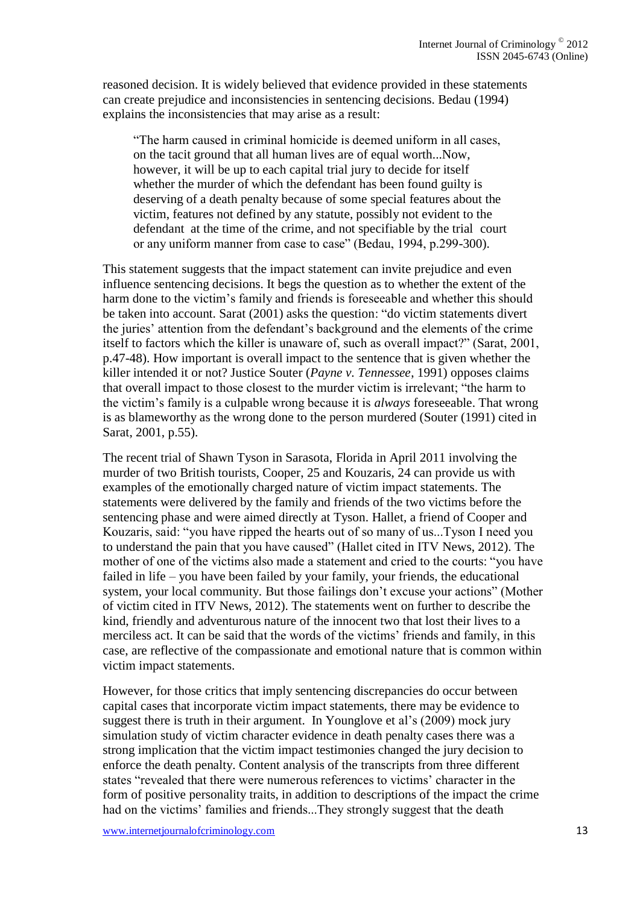reasoned decision. It is widely believed that evidence provided in these statements can create prejudice and inconsistencies in sentencing decisions. Bedau (1994) explains the inconsistencies that may arise as a result:

> "The harm caused in criminal homicide is deemed uniform in all cases, on the tacit ground that all human lives are of equal worth...Now, however, it will be up to each capital trial jury to decide for itself whether the murder of which the defendant has been found guilty is deserving of a death penalty because of some special features about the victim, features not defined by any statute, possibly not evident to the defendant at the time of the crime, and not specifiable by the trial court or any uniform manner from case to case" (Bedau, 1994, p.299-300).

This statement suggests that the impact statement can invite prejudice and even influence sentencing decisions. It begs the question as to whether the extent of the harm done to the victim's family and friends is foreseeable and whether this should be taken into account. Sarat (2001) asks the question: "do victim statements divert the juries' attention from the defendant's background and the elements of the crime itself to factors which the killer is unaware of, such as overall impact?" (Sarat, 2001, p.47-48). How important is overall impact to the sentence that is given whether the killer intended it or not? Justice Souter (*Payne v. Tennessee*, 1991) opposes claims that overall impact to those closest to the murder victim is irrelevant; "the harm to the victim's family is a culpable wrong because it is *always* foreseeable. That wrong is as blameworthy as the wrong done to the person murdered (Souter (1991) cited in Sarat, 2001, p.55).

The recent trial of Shawn Tyson in Sarasota, Florida in April 2011 involving the murder of two British tourists, Cooper, 25 and Kouzaris, 24 can provide us with examples of the emotionally charged nature of victim impact statements. The statements were delivered by the family and friends of the two victims before the sentencing phase and were aimed directly at Tyson. Hallet, a friend of Cooper and Kouzaris, said: "you have ripped the hearts out of so many of us...Tyson I need you to understand the pain that you have caused" (Hallet cited in ITV News, 2012). The mother of one of the victims also made a statement and cried to the courts: "you have failed in life – you have been failed by your family, your friends, the educational system, your local community. But those failings don't excuse your actions" (Mother of victim cited in ITV News, 2012). The statements went on further to describe the kind, friendly and adventurous nature of the innocent two that lost their lives to a merciless act. It can be said that the words of the victims' friends and family, in this case, are reflective of the compassionate and emotional nature that is common within victim impact statements.

However, for those critics that imply sentencing discrepancies do occur between capital cases that incorporate victim impact statements, there may be evidence to suggest there is truth in their argument. In Younglove et al's (2009) mock jury simulation study of victim character evidence in death penalty cases there was a strong implication that the victim impact testimonies changed the jury decision to enforce the death penalty. Content analysis of the transcripts from three different states "revealed that there were numerous references to victims' character in the form of positive personality traits, in addition to descriptions of the impact the crime had on the victims' families and friends...They strongly suggest that the death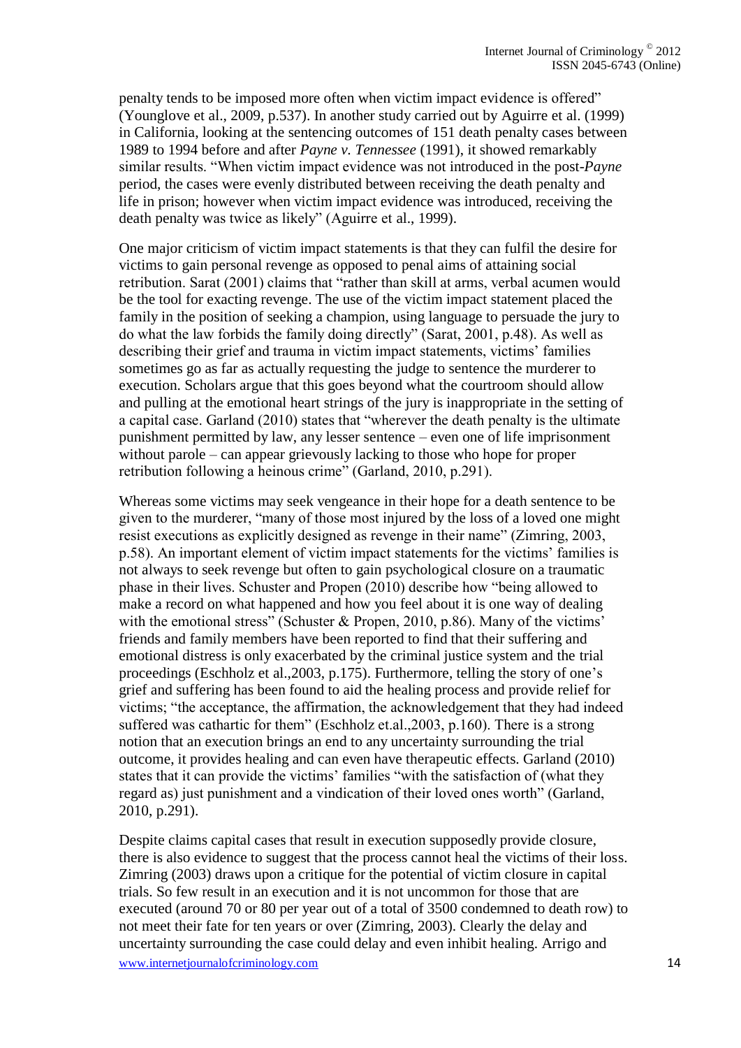penalty tends to be imposed more often when victim impact evidence is offered" (Younglove et al., 2009, p.537). In another study carried out by Aguirre et al. (1999) in California, looking at the sentencing outcomes of 151 death penalty cases between 1989 to 1994 before and after *Payne v. Tennessee* (1991), it showed remarkably similar results. "When victim impact evidence was not introduced in the post-*Payne* period, the cases were evenly distributed between receiving the death penalty and life in prison; however when victim impact evidence was introduced, receiving the death penalty was twice as likely" (Aguirre et al., 1999).

One major criticism of victim impact statements is that they can fulfil the desire for victims to gain personal revenge as opposed to penal aims of attaining social retribution. Sarat (2001) claims that "rather than skill at arms, verbal acumen would be the tool for exacting revenge. The use of the victim impact statement placed the family in the position of seeking a champion, using language to persuade the jury to do what the law forbids the family doing directly" (Sarat, 2001, p.48). As well as describing their grief and trauma in victim impact statements, victims' families sometimes go as far as actually requesting the judge to sentence the murderer to execution. Scholars argue that this goes beyond what the courtroom should allow and pulling at the emotional heart strings of the jury is inappropriate in the setting of a capital case. Garland (2010) states that "wherever the death penalty is the ultimate punishment permitted by law, any lesser sentence – even one of life imprisonment without parole – can appear grievously lacking to those who hope for proper retribution following a heinous crime" (Garland, 2010, p.291).

Whereas some victims may seek vengeance in their hope for a death sentence to be given to the murderer, "many of those most injured by the loss of a loved one might resist executions as explicitly designed as revenge in their name" (Zimring, 2003, p.58). An important element of victim impact statements for the victims' families is not always to seek revenge but often to gain psychological closure on a traumatic phase in their lives. Schuster and Propen (2010) describe how "being allowed to make a record on what happened and how you feel about it is one way of dealing with the emotional stress" (Schuster & Propen, 2010, p.86). Many of the victims' friends and family members have been reported to find that their suffering and emotional distress is only exacerbated by the criminal justice system and the trial proceedings (Eschholz et al.,2003, p.175). Furthermore, telling the story of one's grief and suffering has been found to aid the healing process and provide relief for victims; "the acceptance, the affirmation, the acknowledgement that they had indeed suffered was cathartic for them" (Eschholz et.al.,2003, p.160). There is a strong notion that an execution brings an end to any uncertainty surrounding the trial outcome, it provides healing and can even have therapeutic effects. Garland (2010) states that it can provide the victims' families "with the satisfaction of (what they regard as) just punishment and a vindication of their loved ones worth" (Garland, 2010, p.291).

Despite claims capital cases that result in execution supposedly provide closure, there is also evidence to suggest that the process cannot heal the victims of their loss. Zimring (2003) draws upon a critique for the potential of victim closure in capital trials. So few result in an execution and it is not uncommon for those that are executed (around 70 or 80 per year out of a total of 3500 condemned to death row) to not meet their fate for ten years or over (Zimring, 2003). Clearly the delay and uncertainty surrounding the case could delay and even inhibit healing. Arrigo and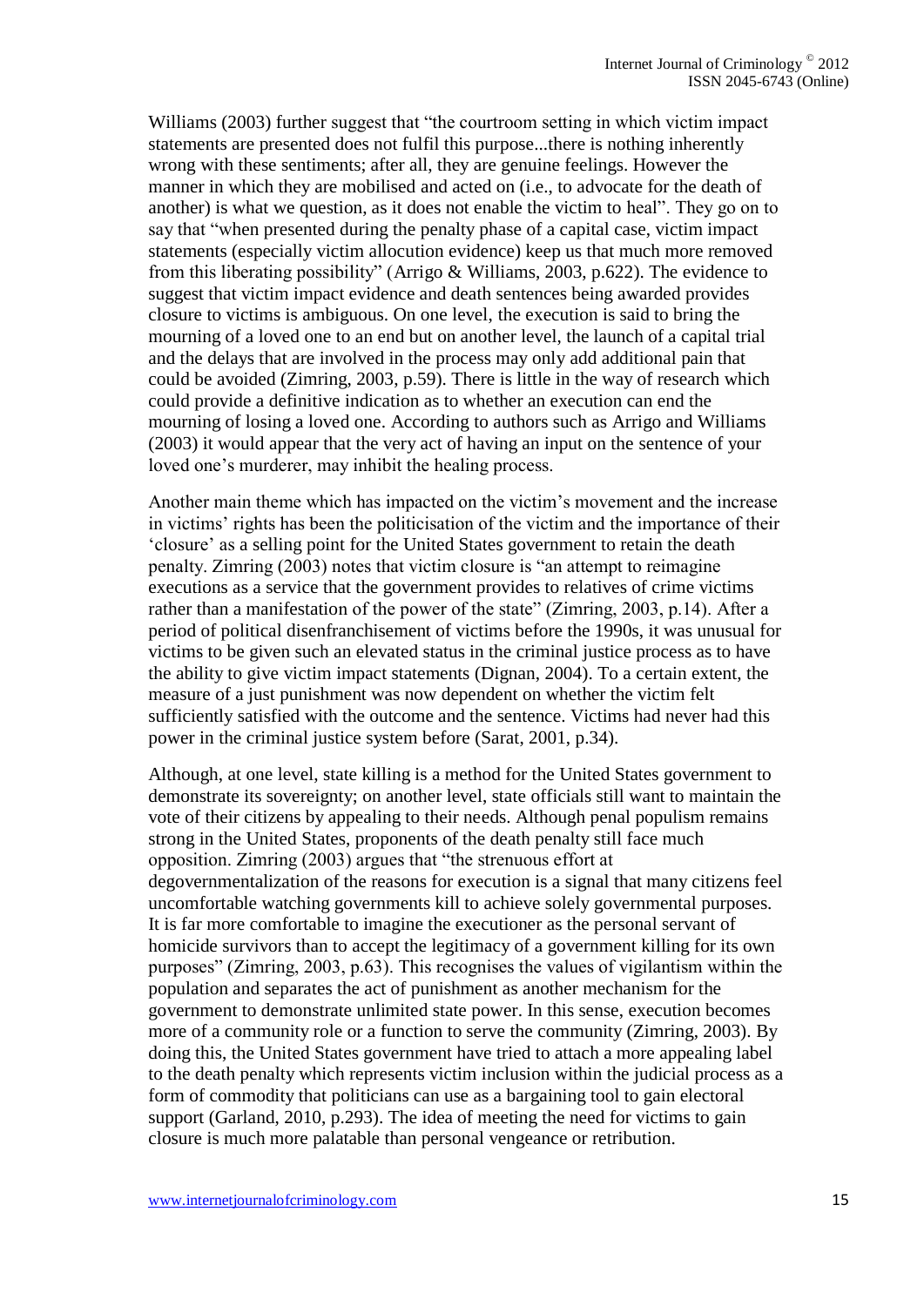Williams (2003) further suggest that "the courtroom setting in which victim impact statements are presented does not fulfil this purpose...there is nothing inherently wrong with these sentiments; after all, they are genuine feelings. However the manner in which they are mobilised and acted on (i.e., to advocate for the death of another) is what we question, as it does not enable the victim to heal". They go on to say that "when presented during the penalty phase of a capital case, victim impact statements (especially victim allocution evidence) keep us that much more removed from this liberating possibility" (Arrigo & Williams, 2003, p.622). The evidence to suggest that victim impact evidence and death sentences being awarded provides closure to victims is ambiguous. On one level, the execution is said to bring the mourning of a loved one to an end but on another level, the launch of a capital trial and the delays that are involved in the process may only add additional pain that could be avoided (Zimring, 2003, p.59). There is little in the way of research which could provide a definitive indication as to whether an execution can end the mourning of losing a loved one. According to authors such as Arrigo and Williams (2003) it would appear that the very act of having an input on the sentence of your loved one's murderer, may inhibit the healing process.

Another main theme which has impacted on the victim's movement and the increase in victims' rights has been the politicisation of the victim and the importance of their 'closure' as a selling point for the United States government to retain the death penalty. Zimring (2003) notes that victim closure is "an attempt to reimagine executions as a service that the government provides to relatives of crime victims rather than a manifestation of the power of the state" (Zimring, 2003, p.14). After a period of political disenfranchisement of victims before the 1990s, it was unusual for victims to be given such an elevated status in the criminal justice process as to have the ability to give victim impact statements (Dignan, 2004). To a certain extent, the measure of a just punishment was now dependent on whether the victim felt sufficiently satisfied with the outcome and the sentence. Victims had never had this power in the criminal justice system before (Sarat, 2001, p.34).

Although, at one level, state killing is a method for the United States government to demonstrate its sovereignty; on another level, state officials still want to maintain the vote of their citizens by appealing to their needs. Although penal populism remains strong in the United States, proponents of the death penalty still face much opposition. Zimring (2003) argues that "the strenuous effort at degovernmentalization of the reasons for execution is a signal that many citizens feel uncomfortable watching governments kill to achieve solely governmental purposes. It is far more comfortable to imagine the executioner as the personal servant of homicide survivors than to accept the legitimacy of a government killing for its own purposes" (Zimring, 2003, p.63). This recognises the values of vigilantism within the population and separates the act of punishment as another mechanism for the government to demonstrate unlimited state power. In this sense, execution becomes more of a community role or a function to serve the community (Zimring, 2003). By doing this, the United States government have tried to attach a more appealing label to the death penalty which represents victim inclusion within the judicial process as a form of commodity that politicians can use as a bargaining tool to gain electoral support (Garland, 2010, p.293). The idea of meeting the need for victims to gain closure is much more palatable than personal vengeance or retribution.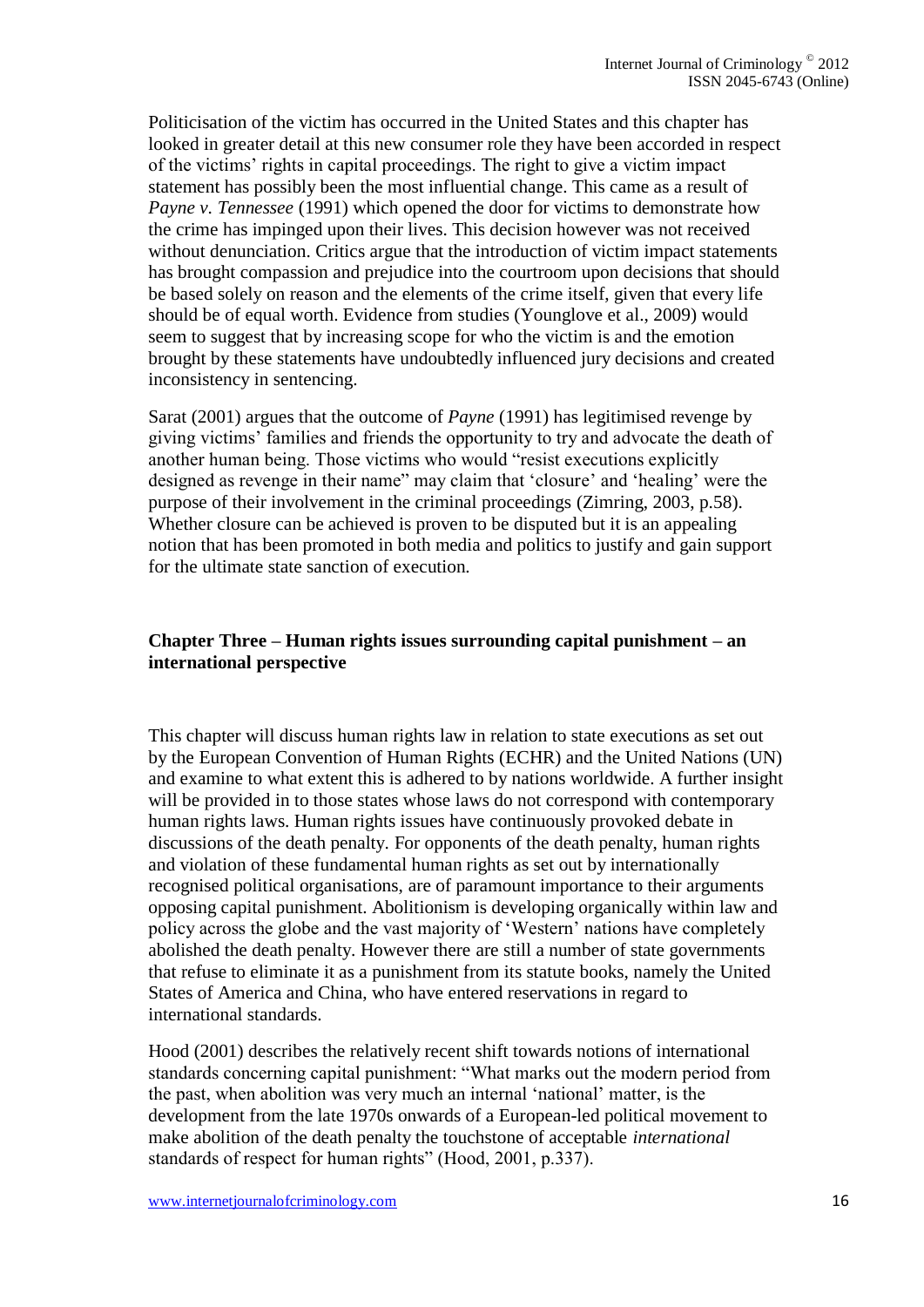Politicisation of the victim has occurred in the United States and this chapter has looked in greater detail at this new consumer role they have been accorded in respect of the victims' rights in capital proceedings. The right to give a victim impact statement has possibly been the most influential change. This came as a result of *Payne v. Tennessee* (1991) which opened the door for victims to demonstrate how the crime has impinged upon their lives. This decision however was not received without denunciation. Critics argue that the introduction of victim impact statements has brought compassion and prejudice into the courtroom upon decisions that should be based solely on reason and the elements of the crime itself, given that every life should be of equal worth. Evidence from studies (Younglove et al., 2009) would seem to suggest that by increasing scope for who the victim is and the emotion brought by these statements have undoubtedly influenced jury decisions and created inconsistency in sentencing.

Sarat (2001) argues that the outcome of *Payne* (1991) has legitimised revenge by giving victims' families and friends the opportunity to try and advocate the death of another human being. Those victims who would "resist executions explicitly designed as revenge in their name" may claim that 'closure' and 'healing' were the purpose of their involvement in the criminal proceedings (Zimring, 2003, p.58). Whether closure can be achieved is proven to be disputed but it is an appealing notion that has been promoted in both media and politics to justify and gain support for the ultimate state sanction of execution.

## Chapter Three – Human rights issues surrounding capital punishment – an international perspective

This chapter will discuss human rights law in relation to state executions as set out by the European Convention of Human Rights (ECHR) and the United Nations (UN) and examine to what extent this is adhered to by nations worldwide. A further insight will be provided in to those states whose laws do not correspond with contemporary human rights laws. Human rights issues have continuously provoked debate in discussions of the death penalty. For opponents of the death penalty, human rights and violation of these fundamental human rights as set out by internationally recognised political organisations, are of paramount importance to their arguments opposing capital punishment. Abolitionism is developing organically within law and policy across the globe and the vast majority of 'Western' nations have completely abolished the death penalty. However there are still a number of state governments that refuse to eliminate it as a punishment from its statute books, namely the United States of America and China, who have entered reservations in regard to international standards.

Hood (2001) describes the relatively recent shift towards notions of international standards concerning capital punishment: "What marks out the modern period from the past, when abolition was very much an internal 'national' matter, is the development from the late 1970s onwards of a European-led political movement to make abolition of the death penalty the touchstone of acceptable *international* standards of respect for human rights" (Hood, 2001, p.337).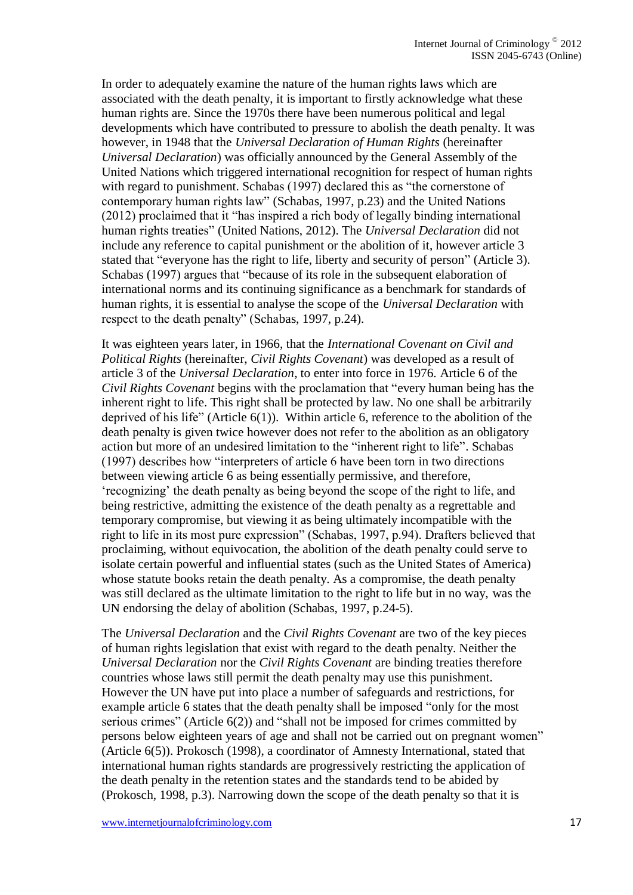In order to adequately examine the nature of the human rights laws which are associated with the death penalty, it is important to firstly acknowledge what these human rights are. Since the 1970s there have been numerous political and legal developments which have contributed to pressure to abolish the death penalty. It was however, in 1948 that the *Universal Declaration of Human Rights* (hereinafter *Universal Declaration*) was officially announced by the General Assembly of the United Nations which triggered international recognition for respect of human rights with regard to punishment. Schabas (1997) declared this as "the cornerstone of contemporary human rights law" (Schabas, 1997, p.23) and the United Nations (2012) proclaimed that it "has inspired a rich body of legally binding international human rights treaties" (United Nations, 2012). The *Universal Declaration* did not include any reference to capital punishment or the abolition of it, however article 3 stated that "everyone has the right to life, liberty and security of person" (Article 3). Schabas (1997) argues that "because of its role in the subsequent elaboration of international norms and its continuing significance as a benchmark for standards of human rights, it is essential to analyse the scope of the *Universal Declaration* with respect to the death penalty" (Schabas, 1997, p.24).

It was eighteen years later, in 1966, that the *International Covenant on Civil and Political Rights* (hereinafter, *Civil Rights Covenant*) was developed as a result of article 3 of the *Universal Declaration*, to enter into force in 1976. Article 6 of the *Civil Rights Covenant* begins with the proclamation that "every human being has the inherent right to life. This right shall be protected by law. No one shall be arbitrarily deprived of his life" (Article 6(1)). Within article 6, reference to the abolition of the death penalty is given twice however does not refer to the abolition as an obligatory action but more of an undesired limitation to the "inherent right to life". Schabas (1997) describes how "interpreters of article 6 have been torn in two directions between viewing article 6 as being essentially permissive, and therefore, 'recognizing' the death penalty as being beyond the scope of the right to life, and being restrictive, admitting the existence of the death penalty as a regrettable and temporary compromise, but viewing it as being ultimately incompatible with the right to life in its most pure expression" (Schabas, 1997, p.94). Drafters believed that proclaiming, without equivocation, the abolition of the death penalty could serve to isolate certain powerful and influential states (such as the United States of America) whose statute books retain the death penalty. As a compromise, the death penalty was still declared as the ultimate limitation to the right to life but in no way, was the UN endorsing the delay of abolition (Schabas, 1997, p.24-5).

The *Universal Declaration* and the *Civil Rights Covenant* are two of the key pieces of human rights legislation that exist with regard to the death penalty. Neither the *Universal Declaration* nor the *Civil Rights Covenant* are binding treaties therefore countries whose laws still permit the death penalty may use this punishment. However the UN have put into place a number of safeguards and restrictions, for example article 6 states that the death penalty shall be imposed "only for the most serious crimes" (Article 6(2)) and "shall not be imposed for crimes committed by persons below eighteen years of age and shall not be carried out on pregnant women" (Article 6(5)). Prokosch (1998), a coordinator of Amnesty International, stated that international human rights standards are progressively restricting the application of the death penalty in the retention states and the standards tend to be abided by (Prokosch, 1998, p.3). Narrowing down the scope of the death penalty so that it is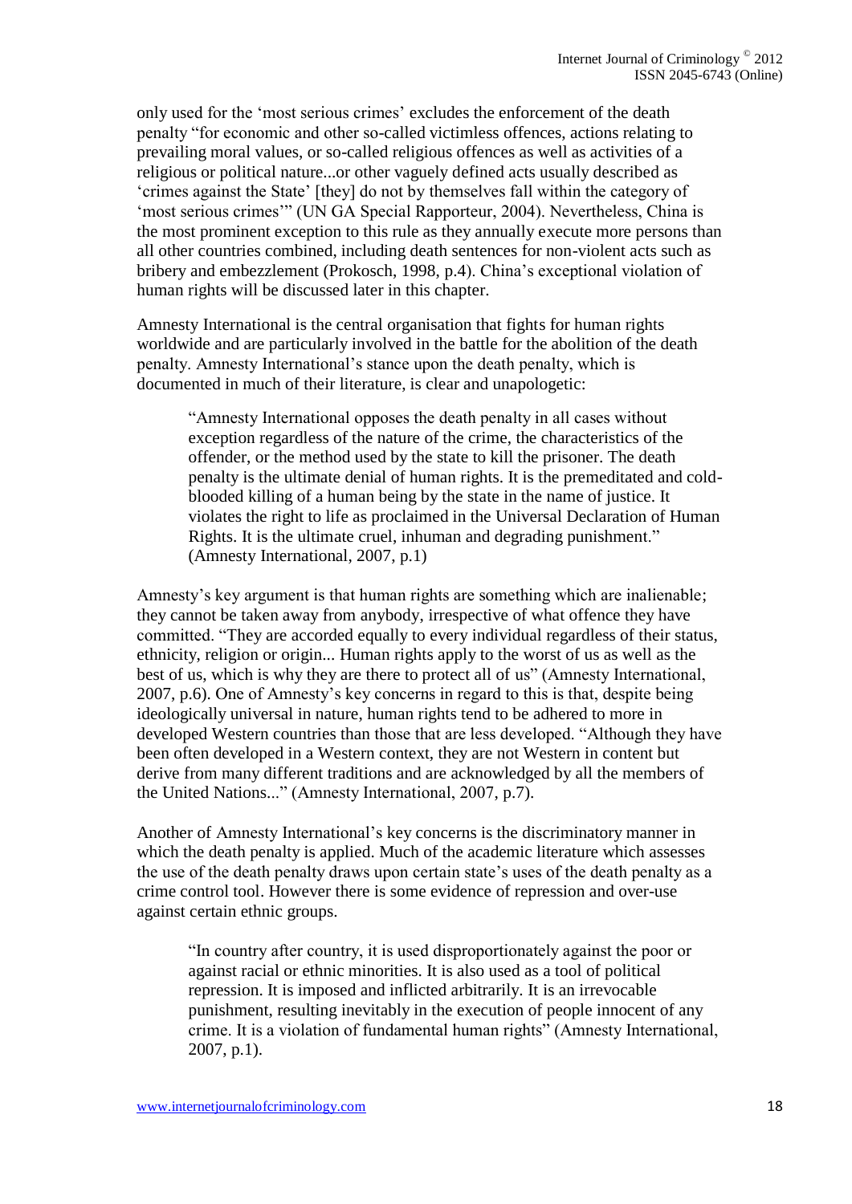only used for the 'most serious crimes' excludes the enforcement of the death penalty "for economic and other so-called victimless offences, actions relating to prevailing moral values, or so-called religious offences as well as activities of a religious or political nature...or other vaguely defined acts usually described as 'crimes against the State' [they] do not by themselves fall within the category of 'most serious crimes'" (UN GA Special Rapporteur, 2004). Nevertheless, China is the most prominent exception to this rule as they annually execute more persons than all other countries combined, including death sentences for non-violent acts such as bribery and embezzlement (Prokosch, 1998, p.4). China's exceptional violation of human rights will be discussed later in this chapter.

Amnesty International is the central organisation that fights for human rights worldwide and are particularly involved in the battle for the abolition of the death penalty. Amnesty International's stance upon the death penalty, which is documented in much of their literature, is clear and unapologetic:

> "Amnesty International opposes the death penalty in all cases without exception regardless of the nature of the crime, the characteristics of the offender, or the method used by the state to kill the prisoner. The death penalty is the ultimate denial of human rights. It is the premeditated and cold-blooded killing of a human being by the state in the name of justice. It violates the right to life as proclaimed in the Universal Declaration of Human Rights. It is the ultimate cruel, inhuman and degrading punishment." (Amnesty International, 2007, p.1)

Amnesty's key argument is that human rights are something which are inalienable; they cannot be taken away from anybody, irrespective of what offence they have committed. "They are accorded equally to every individual regardless of their status, ethnicity, religion or origin... Human rights apply to the worst of us as well as the best of us, which is why they are there to protect all of us" (Amnesty International, 2007, p.6). One of Amnesty's key concerns in regard to this is that, despite being ideologically universal in nature, human rights tend to be adhered to more in developed Western countries than those that are less developed. "Although they have been often developed in a Western context, they are not Western in content but derive from many different traditions and are acknowledged by all the members of the United Nations..." (Amnesty International, 2007, p.7).

Another of Amnesty International's key concerns is the discriminatory manner in which the death penalty is applied. Much of the academic literature which assesses the use of the death penalty draws upon certain state's uses of the death penalty as a crime control tool. However there is some evidence of repression and over-use against certain ethnic groups.

> "In country after country, it is used disproportionately against the poor or against racial or ethnic minorities. It is also used as a tool of political repression. It is imposed and inflicted arbitrarily. It is an irrevocable punishment, resulting inevitably in the execution of people innocent of any crime. It is a violation of fundamental human rights" (Amnesty International, 2007, p.1).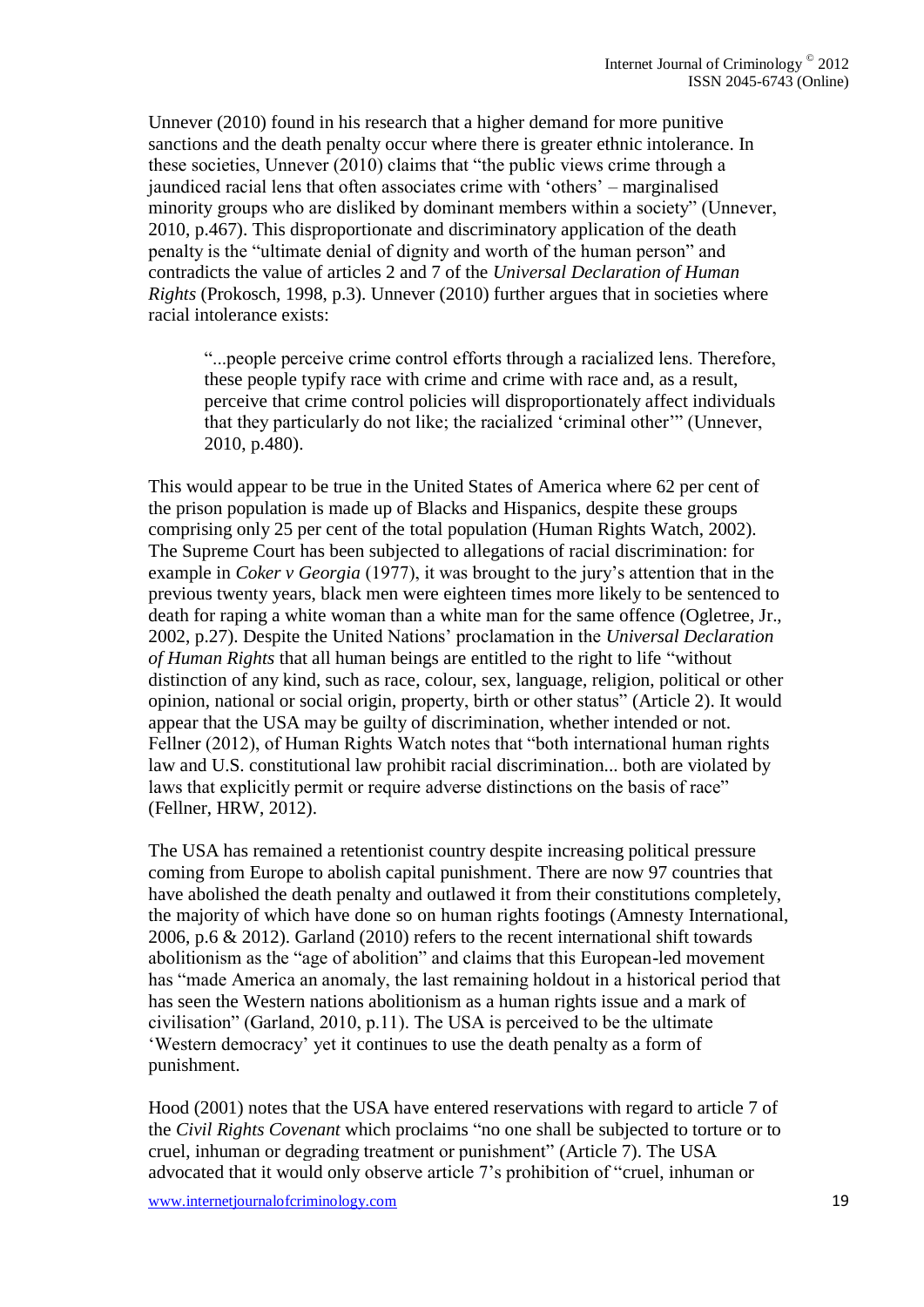Unnever (2010) found in his research that a higher demand for more punitive sanctions and the death penalty occur where there is greater ethnic intolerance. In these societies, Unnever (2010) claims that "the public views crime through a jaundiced racial lens that often associates crime with 'others' – marginalised minority groups who are disliked by dominant members within a society" (Unnever, 2010, p.467). This disproportionate and discriminatory application of the death penalty is the "ultimate denial of dignity and worth of the human person" and contradicts the value of articles 2 and 7 of the *Universal Declaration of Human Rights* (Prokosch, 1998, p.3). Unnever (2010) further argues that in societies where racial intolerance exists:

> "...people perceive crime control efforts through a racialized lens. Therefore, these people typify race with crime and crime with race and, as a result, perceive that crime control policies will disproportionately affect individuals that they particularly do not like; the racialized 'criminal other'" (Unnever, 2010, p.480).

This would appear to be true in the United States of America where 62 per cent of the prison population is made up of Blacks and Hispanics, despite these groups comprising only 25 per cent of the total population (Human Rights Watch, 2002). The Supreme Court has been subjected to allegations of racial discrimination: for example in *Coker v Georgia* (1977), it was brought to the jury's attention that in the previous twenty years, black men were eighteen times more likely to be sentenced to death for raping a white woman than a white man for the same offence (Ogletree, Jr., 2002, p.27). Despite the United Nations' proclamation in the *Universal Declaration of Human Rights* that all human beings are entitled to the right to life "without distinction of any kind, such as race, colour, sex, language, religion, political or other opinion, national or social origin, property, birth or other status" (Article 2). It would appear that the USA may be guilty of discrimination, whether intended or not. Fellner (2012), of Human Rights Watch notes that "both international human rights law and U.S. constitutional law prohibit racial discrimination... both are violated by laws that explicitly permit or require adverse distinctions on the basis of race" (Fellner, HRW, 2012).

The USA has remained a retentionist country despite increasing political pressure coming from Europe to abolish capital punishment. There are now 97 countries that have abolished the death penalty and outlawed it from their constitutions completely, the majority of which have done so on human rights footings (Amnesty International, 2006, p.6 & 2012). Garland (2010) refers to the recent international shift towards abolitionism as the "age of abolition" and claims that this European-led movement has "made America an anomaly, the last remaining holdout in a historical period that has seen the Western nations abolitionism as a human rights issue and a mark of civilisation" (Garland, 2010, p.11). The USA is perceived to be the ultimate 'Western democracy' yet it continues to use the death penalty as a form of punishment.

Hood (2001) notes that the USA have entered reservations with regard to article 7 of the *Civil Rights Covenant* which proclaims "no one shall be subjected to torture or to cruel, inhuman or degrading treatment or punishment" (Article 7). The USA advocated that it would only observe article 7's prohibition of "cruel, inhuman or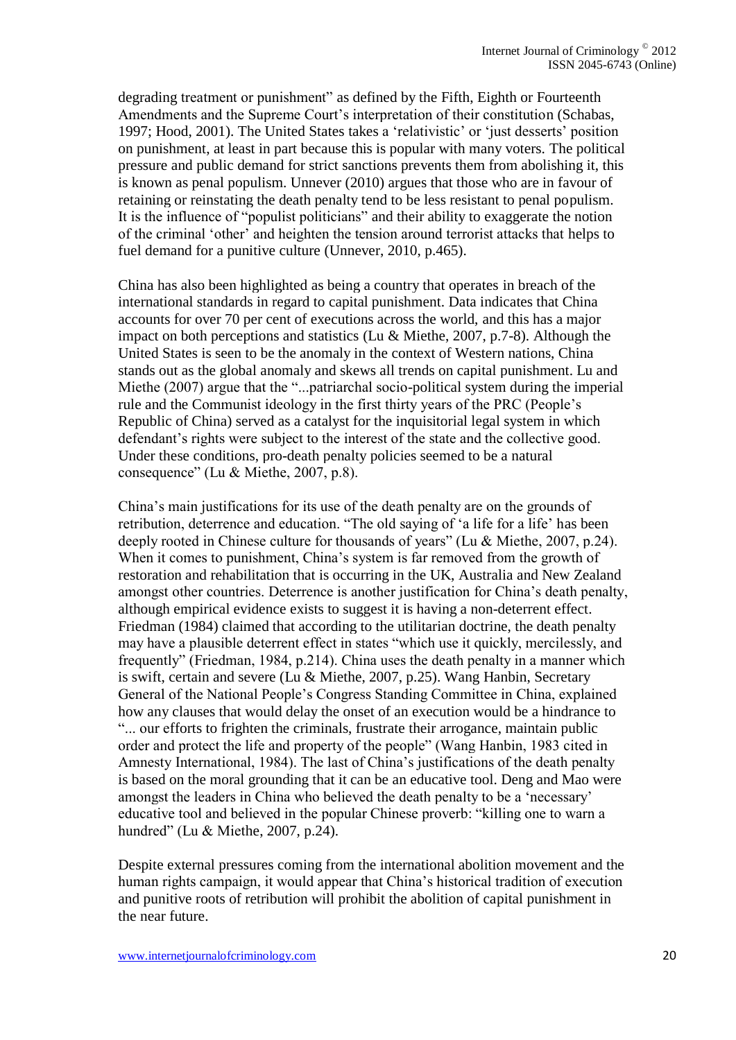degrading treatment or punishment" as defined by the Fifth, Eighth or Fourteenth Amendments and the Supreme Court's interpretation of their constitution (Schabas, 1997; Hood, 2001). The United States takes a 'relativistic' or 'just desserts' position on punishment, at least in part because this is popular with many voters. The political pressure and public demand for strict sanctions prevents them from abolishing it, this is known as penal populism. Unnever (2010) argues that those who are in favour of retaining or reinstating the death penalty tend to be less resistant to penal populism. It is the influence of "populist politicians" and their ability to exaggerate the notion of the criminal 'other' and heighten the tension around terrorist attacks that helps to fuel demand for a punitive culture (Unnever, 2010, p.465).

China has also been highlighted as being a country that operates in breach of the international standards in regard to capital punishment. Data indicates that China accounts for over 70 per cent of executions across the world, and this has a major impact on both perceptions and statistics (Lu & Miethe, 2007, p.7-8). Although the United States is seen to be the anomaly in the context of Western nations, China stands out as the global anomaly and skews all trends on capital punishment. Lu and Miethe (2007) argue that the "...patriarchal socio-political system during the imperial rule and the Communist ideology in the first thirty years of the PRC (People's Republic of China) served as a catalyst for the inquisitorial legal system in which defendant's rights were subject to the interest of the state and the collective good. Under these conditions, pro-death penalty policies seemed to be a natural consequence" (Lu & Miethe, 2007, p.8).

China's main justifications for its use of the death penalty are on the grounds of retribution, deterrence and education. "The old saying of 'a life for a life' has been deeply rooted in Chinese culture for thousands of years" (Lu & Miethe, 2007, p.24). When it comes to punishment, China's system is far removed from the growth of restoration and rehabilitation that is occurring in the UK, Australia and New Zealand amongst other countries. Deterrence is another justification for China's death penalty, although empirical evidence exists to suggest it is having a non-deterrent effect. Friedman (1984) claimed that according to the utilitarian doctrine, the death penalty may have a plausible deterrent effect in states "which use it quickly, mercilessly, and frequently" (Friedman, 1984, p.214). China uses the death penalty in a manner which is swift, certain and severe (Lu & Miethe, 2007, p.25). Wang Hanbin, Secretary General of the National People's Congress Standing Committee in China, explained how any clauses that would delay the onset of an execution would be a hindrance to "... our efforts to frighten the criminals, frustrate their arrogance, maintain public order and protect the life and property of the people" (Wang Hanbin, 1983 cited in Amnesty International, 1984). The last of China's justifications of the death penalty is based on the moral grounding that it can be an educative tool. Deng and Mao were amongst the leaders in China who believed the death penalty to be a 'necessary' educative tool and believed in the popular Chinese proverb: "killing one to warn a hundred" (Lu & Miethe, 2007, p.24).

Despite external pressures coming from the international abolition movement and the human rights campaign, it would appear that China's historical tradition of execution and punitive roots of retribution will prohibit the abolition of capital punishment in the near future.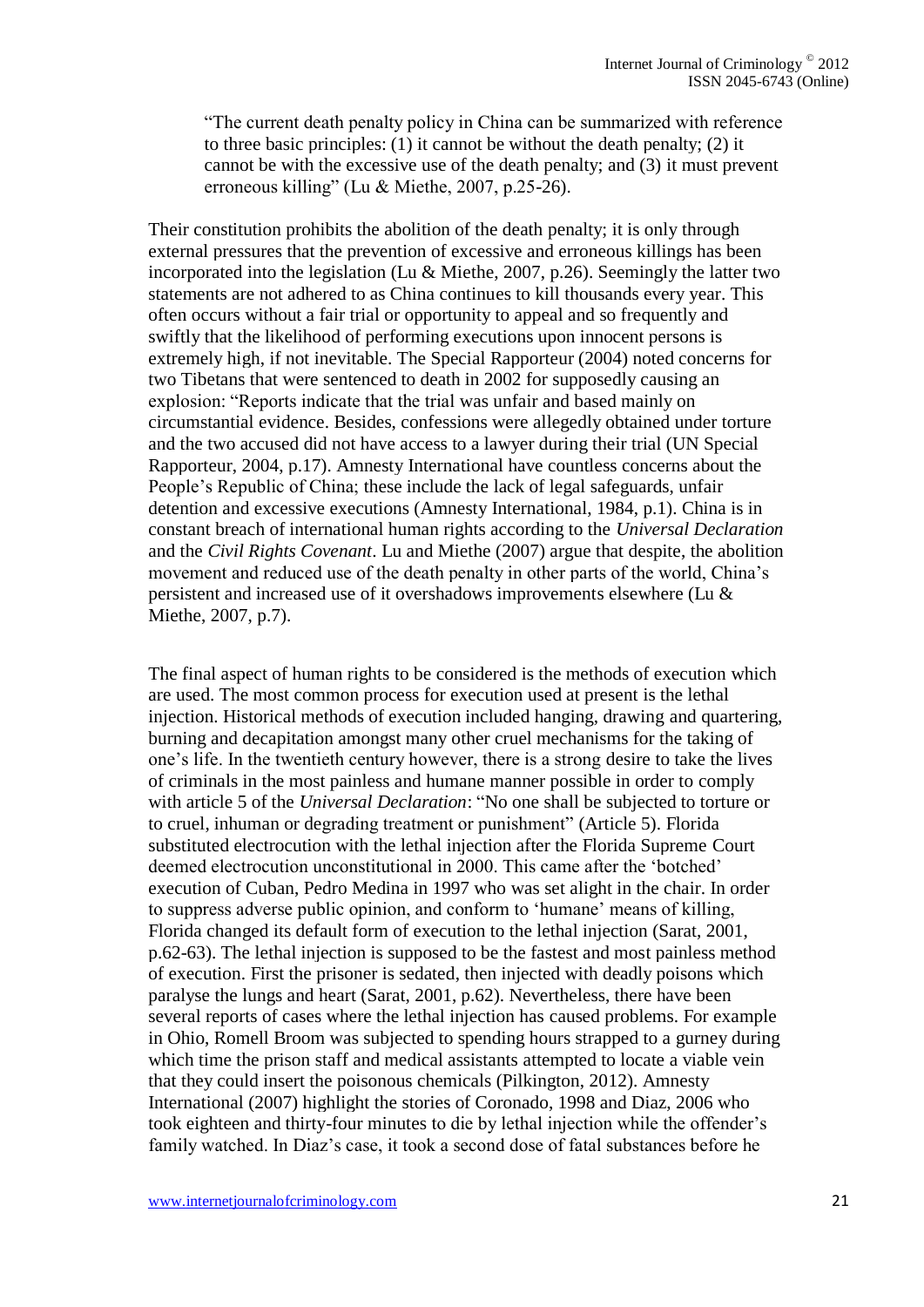> "The current death penalty policy in China can be summarized with reference to three basic principles: (1) it cannot be without the death penalty; (2) it cannot be with the excessive use of the death penalty; and (3) it must prevent erroneous killing" (Lu & Miethe, 2007, p.25-26).

Their constitution prohibits the abolition of the death penalty; it is only through external pressures that the prevention of excessive and erroneous killings has been incorporated into the legislation (Lu & Miethe, 2007, p.26). Seemingly the latter two statements are not adhered to as China continues to kill thousands every year. This often occurs without a fair trial or opportunity to appeal and so frequently and swiftly that the likelihood of performing executions upon innocent persons is extremely high, if not inevitable. The Special Rapporteur (2004) noted concerns for two Tibetans that were sentenced to death in 2002 for supposedly causing an explosion: "Reports indicate that the trial was unfair and based mainly on circumstantial evidence. Besides, confessions were allegedly obtained under torture and the two accused did not have access to a lawyer during their trial (UN Special Rapporteur, 2004, p.17). Amnesty International have countless concerns about the People's Republic of China; these include the lack of legal safeguards, unfair detention and excessive executions (Amnesty International, 1984, p.1). China is in constant breach of international human rights according to the *Universal Declaration* and the *Civil Rights Covenant*. Lu and Miethe (2007) argue that despite, the abolition movement and reduced use of the death penalty in other parts of the world, China's persistent and increased use of it overshadows improvements elsewhere (Lu & Miethe, 2007, p.7).

The final aspect of human rights to be considered is the methods of execution which are used. The most common process for execution used at present is the lethal injection. Historical methods of execution included hanging, drawing and quartering, burning and decapitation amongst many other cruel mechanisms for the taking of one's life. In the twentieth century however, there is a strong desire to take the lives of criminals in the most painless and humane manner possible in order to comply with article 5 of the *Universal Declaration*: "No one shall be subjected to torture or to cruel, inhuman or degrading treatment or punishment" (Article 5). Florida substituted electrocution with the lethal injection after the Florida Supreme Court deemed electrocution unconstitutional in 2000. This came after the 'botched' execution of Cuban, Pedro Medina in 1997 who was set alight in the chair. In order to suppress adverse public opinion, and conform to 'humane' means of killing, Florida changed its default form of execution to the lethal injection (Sarat, 2001, p.62-63). The lethal injection is supposed to be the fastest and most painless method of execution. First the prisoner is sedated, then injected with deadly poisons which paralyse the lungs and heart (Sarat, 2001, p.62). Nevertheless, there have been several reports of cases where the lethal injection has caused problems. For example in Ohio, Romell Broom was subjected to spending hours strapped to a gurney during which time the prison staff and medical assistants attempted to locate a viable vein that they could insert the poisonous chemicals (Pilkington, 2012). Amnesty International (2007) highlight the stories of Coronado, 1998 and Diaz, 2006 who took eighteen and thirty-four minutes to die by lethal injection while the offender's family watched. In Diaz's case, it took a second dose of fatal substances before he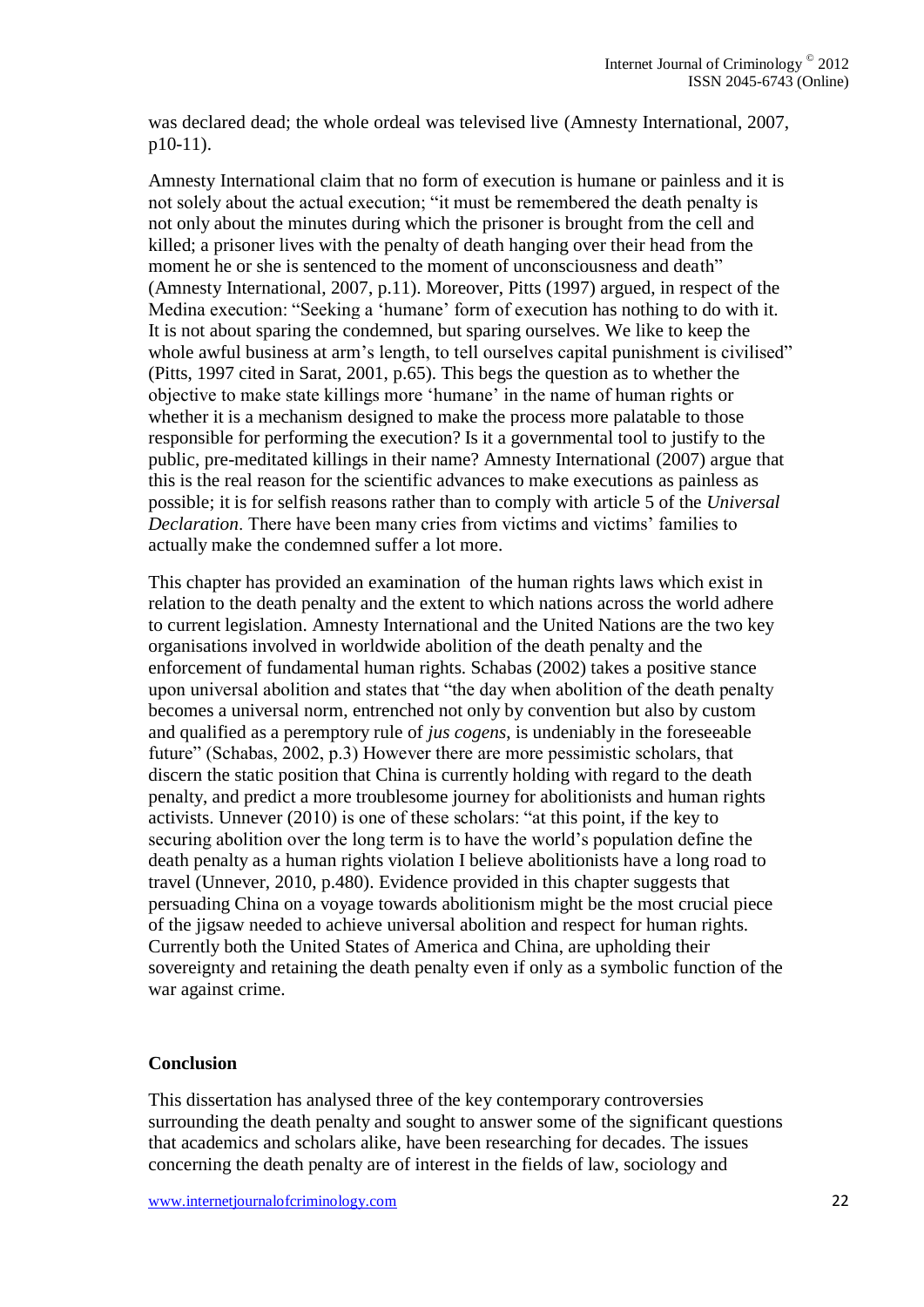was declared dead; the whole ordeal was televised live (Amnesty International, 2007, p10-11).

Amnesty International claim that no form of execution is humane or painless and it is not solely about the actual execution; "it must be remembered the death penalty is not only about the minutes during which the prisoner is brought from the cell and killed; a prisoner lives with the penalty of death hanging over their head from the moment he or she is sentenced to the moment of unconsciousness and death" (Amnesty International, 2007, p.11). Moreover, Pitts (1997) argued, in respect of the Medina execution: "Seeking a 'humane' form of execution has nothing to do with it. It is not about sparing the condemned, but sparing ourselves. We like to keep the whole awful business at arm's length, to tell ourselves capital punishment is civilised" (Pitts, 1997 cited in Sarat, 2001, p.65). This begs the question as to whether the objective to make state killings more 'humane' in the name of human rights or whether it is a mechanism designed to make the process more palatable to those responsible for performing the execution? Is it a governmental tool to justify to the public, pre-meditated killings in their name? Amnesty International (2007) argue that this is the real reason for the scientific advances to make executions as painless as possible; it is for selfish reasons rather than to comply with article 5 of the *Universal Declaration*. There have been many cries from victims and victims' families to actually make the condemned suffer a lot more.

This chapter has provided an examination of the human rights laws which exist in relation to the death penalty and the extent to which nations across the world adhere to current legislation. Amnesty International and the United Nations are the two key organisations involved in worldwide abolition of the death penalty and the enforcement of fundamental human rights. Schabas (2002) takes a positive stance upon universal abolition and states that "the day when abolition of the death penalty becomes a universal norm, entrenched not only by convention but also by custom and qualified as a peremptory rule of *jus cogens*, is undeniably in the foreseeable future" (Schabas, 2002, p.3) However there are more pessimistic scholars, that discern the static position that China is currently holding with regard to the death penalty, and predict a more troublesome journey for abolitionists and human rights activists. Unnever (2010) is one of these scholars: "at this point, if the key to securing abolition over the long term is to have the world's population define the death penalty as a human rights violation I believe abolitionists have a long road to travel (Unnever, 2010, p.480). Evidence provided in this chapter suggests that persuading China on a voyage towards abolitionism might be the most crucial piece of the jigsaw needed to achieve universal abolition and respect for human rights. Currently both the United States of America and China, are upholding their sovereignty and retaining the death penalty even if only as a symbolic function of the war against crime.

## Conclusion

This dissertation has analysed three of the key contemporary controversies surrounding the death penalty and sought to answer some of the significant questions that academics and scholars alike, have been researching for decades. The issues concerning the death penalty are of interest in the fields of law, sociology and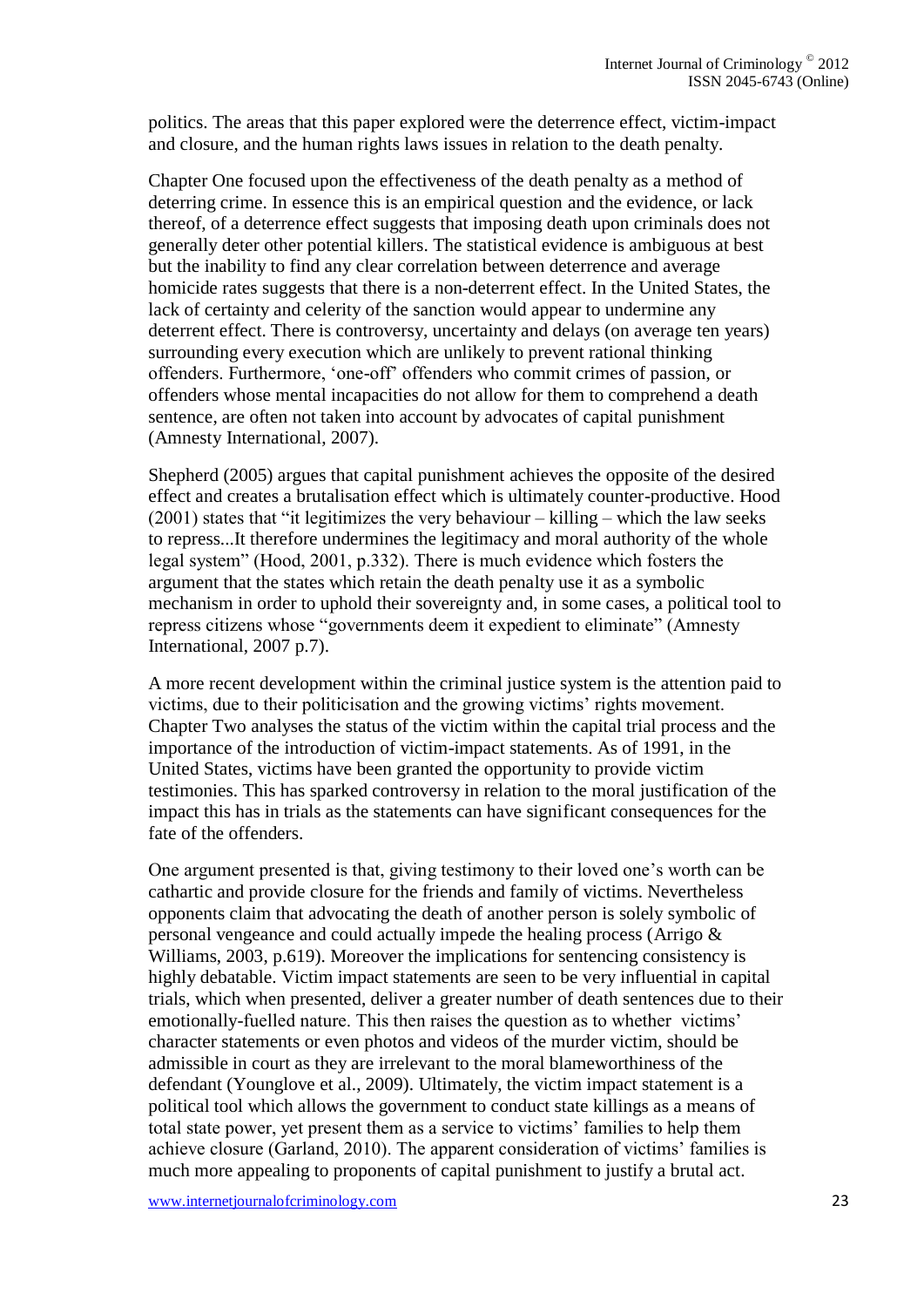politics. The areas that this paper explored were the deterrence effect, victim-impact and closure, and the human rights laws issues in relation to the death penalty.

Chapter One focused upon the effectiveness of the death penalty as a method of deterring crime. In essence this is an empirical question and the evidence, or lack thereof, of a deterrence effect suggests that imposing death upon criminals does not generally deter other potential killers. The statistical evidence is ambiguous at best but the inability to find any clear correlation between deterrence and average homicide rates suggests that there is a non-deterrent effect. In the United States, the lack of certainty and celerity of the sanction would appear to undermine any deterrent effect. There is controversy, uncertainty and delays (on average ten years) surrounding every execution which are unlikely to prevent rational thinking offenders. Furthermore, 'one-off' offenders who commit crimes of passion, or offenders whose mental incapacities do not allow for them to comprehend a death sentence, are often not taken into account by advocates of capital punishment (Amnesty International, 2007).

Shepherd (2005) argues that capital punishment achieves the opposite of the desired effect and creates a brutalisation effect which is ultimately counter-productive. Hood (2001) states that "it legitimizes the very behaviour – killing – which the law seeks to repress...It therefore undermines the legitimacy and moral authority of the whole legal system" (Hood, 2001, p.332). There is much evidence which fosters the argument that the states which retain the death penalty use it as a symbolic mechanism in order to uphold their sovereignty and, in some cases, a political tool to repress citizens whose "governments deem it expedient to eliminate" (Amnesty International, 2007 p.7).

A more recent development within the criminal justice system is the attention paid to victims, due to their politicisation and the growing victims' rights movement. Chapter Two analyses the status of the victim within the capital trial process and the importance of the introduction of victim-impact statements. As of 1991, in the United States, victims have been granted the opportunity to provide victim testimonies. This has sparked controversy in relation to the moral justification of the impact this has in trials as the statements can have significant consequences for the fate of the offenders.

One argument presented is that, giving testimony to their loved one's worth can be cathartic and provide closure for the friends and family of victims. Nevertheless opponents claim that advocating the death of another person is solely symbolic of personal vengeance and could actually impede the healing process (Arrigo & Williams, 2003, p.619). Moreover the implications for sentencing consistency is highly debatable. Victim impact statements are seen to be very influential in capital trials, which when presented, deliver a greater number of death sentences due to their emotionally-fuelled nature. This then raises the question as to whether victims' character statements or even photos and videos of the murder victim, should be admissible in court as they are irrelevant to the moral blameworthiness of the defendant (Younglove et al., 2009). Ultimately, the victim impact statement is a political tool which allows the government to conduct state killings as a means of total state power, yet present them as a service to victims' families to help them achieve closure (Garland, 2010). The apparent consideration of victims' families is much more appealing to proponents of capital punishment to justify a brutal act.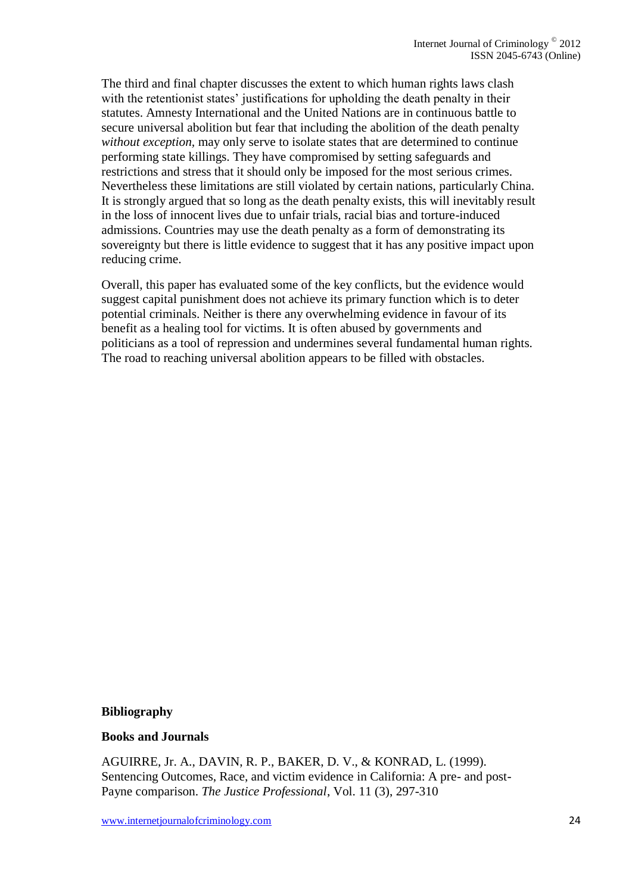The third and final chapter discusses the extent to which human rights laws clash with the retentionist states' justifications for upholding the death penalty in their statutes. Amnesty International and the United Nations are in continuous battle to secure universal abolition but fear that including the abolition of the death penalty *without exception*, may only serve to isolate states that are determined to continue performing state killings. They have compromised by setting safeguards and restrictions and stress that it should only be imposed for the most serious crimes. Nevertheless these limitations are still violated by certain nations, particularly China. It is strongly argued that so long as the death penalty exists, this will inevitably result in the loss of innocent lives due to unfair trials, racial bias and torture-induced admissions. Countries may use the death penalty as a form of demonstrating its sovereignty but there is little evidence to suggest that it has any positive impact upon reducing crime.

Overall, this paper has evaluated some of the key conflicts, but the evidence would suggest capital punishment does not achieve its primary function which is to deter potential criminals. Neither is there any overwhelming evidence in favour of its benefit as a healing tool for victims. It is often abused by governments and politicians as a tool of repression and undermines several fundamental human rights. The road to reaching universal abolition appears to be filled with obstacles.

## Bibliography

### Books and Journals

AGUIRRE, Jr. A., DAVIN, R. P., BAKER, D. V., & KONRAD, L. (1999). Sentencing Outcomes, Race, and victim evidence in California: A pre- and post-Payne comparison. *The Justice Professional*, Vol. 11 (3), 297-310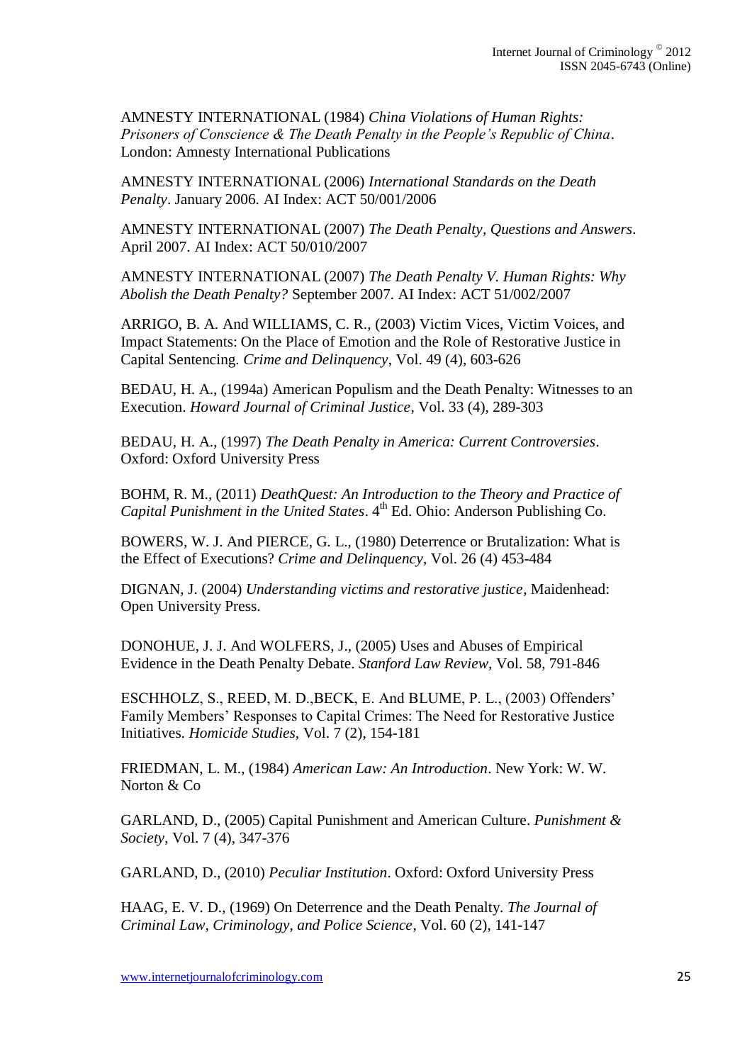AMNESTY INTERNATIONAL (1984) *China Violations of Human Rights: Prisoners of Conscience & The Death Penalty in the People's Republic of China*. London: Amnesty International Publications

AMNESTY INTERNATIONAL (2006) *International Standards on the Death Penalty*. January 2006. AI Index: ACT 50/001/2006

AMNESTY INTERNATIONAL (2007) *The Death Penalty, Questions and Answers*. April 2007. AI Index: ACT 50/010/2007

AMNESTY INTERNATIONAL (2007) *The Death Penalty V. Human Rights: Why Abolish the Death Penalty?* September 2007. AI Index: ACT 51/002/2007

ARRIGO, B. A. And WILLIAMS, C. R., (2003) Victim Vices, Victim Voices, and Impact Statements: On the Place of Emotion and the Role of Restorative Justice in Capital Sentencing. *Crime and Delinquency*, Vol. 49 (4), 603-626

BEDAU, H. A., (1994a) American Populism and the Death Penalty: Witnesses to an Execution. *Howard Journal of Criminal Justice*, Vol. 33 (4), 289-303

BEDAU, H. A., (1997) *The Death Penalty in America: Current Controversies*. Oxford: Oxford University Press

BOHM, R. M., (2011) *DeathQuest: An Introduction to the Theory and Practice of Capital Punishment in the United States*. 4th Ed. Ohio: Anderson Publishing Co.

BOWERS, W. J. And PIERCE, G. L., (1980) Deterrence or Brutalization: What is the Effect of Executions? *Crime and Delinquency*, Vol. 26 (4) 453-484

DIGNAN, J. (2004) *Understanding victims and restorative justice*, Maidenhead: Open University Press.

DONOHUE, J. J. And WOLFERS, J., (2005) Uses and Abuses of Empirical Evidence in the Death Penalty Debate. *Stanford Law Review*, Vol. 58, 791-846

ESCHHOLZ, S., REED, M. D.,BECK, E. And BLUME, P. L., (2003) Offenders' Family Members' Responses to Capital Crimes: The Need for Restorative Justice Initiatives. *Homicide Studies*, Vol. 7 (2), 154-181

FRIEDMAN, L. M., (1984) *American Law: An Introduction*. New York: W. W. Norton & Co

GARLAND, D., (2005) Capital Punishment and American Culture. *Punishment & Society*, Vol. 7 (4), 347-376

GARLAND, D., (2010) *Peculiar Institution*. Oxford: Oxford University Press

HAAG, E. V. D., (1969) On Deterrence and the Death Penalty. *The Journal of Criminal Law, Criminology, and Police Science*, Vol. 60 (2), 141-147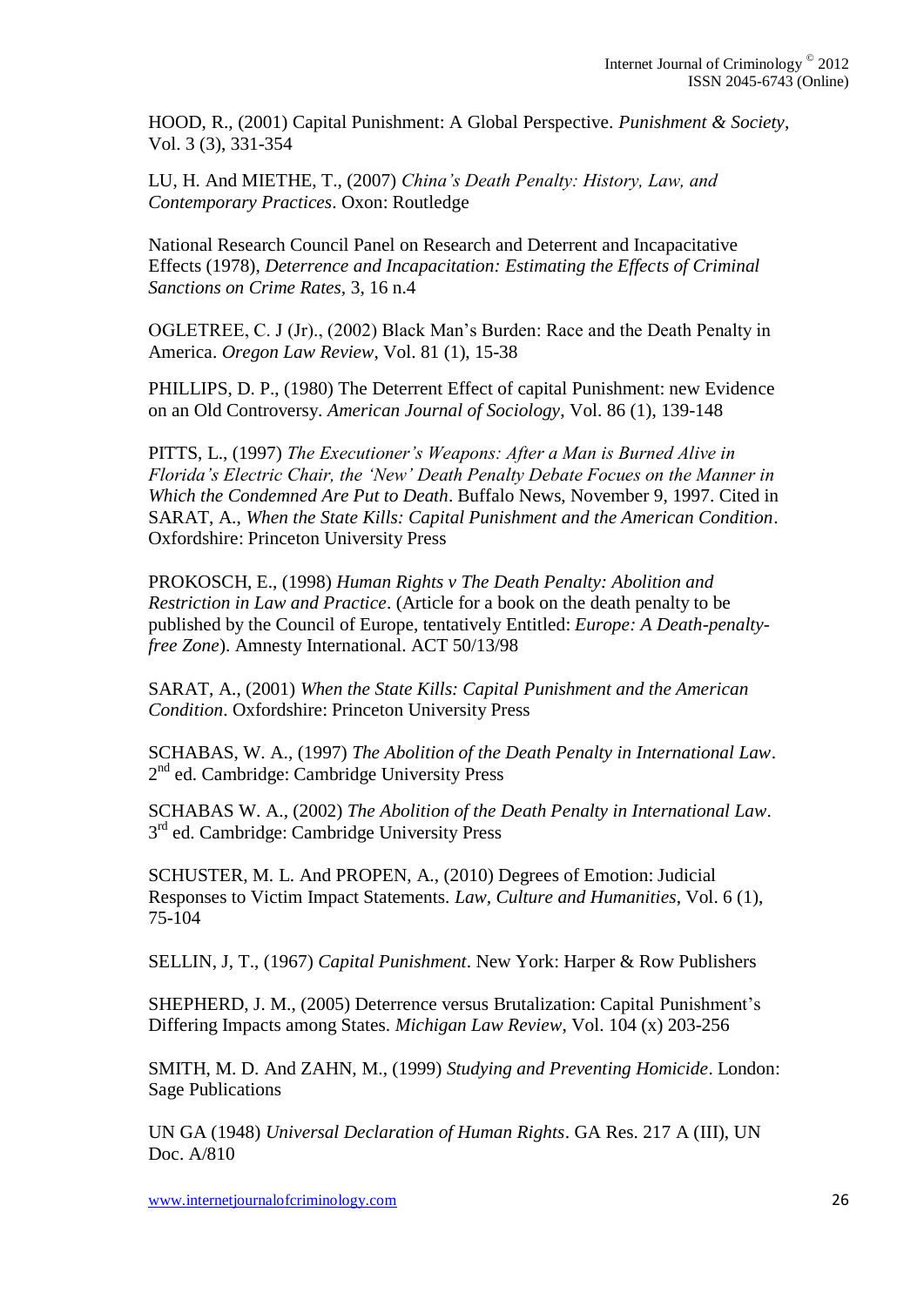HOOD, R., (2001) Capital Punishment: A Global Perspective. *Punishment & Society*, Vol. 3 (3), 331-354

LU, H. And MIETHE, T., (2007) *China's Death Penalty: History, Law, and Contemporary Practices*. Oxon: Routledge

National Research Council Panel on Research and Deterrent and Incapacitative Effects (1978), *Deterrence and Incapacitation: Estimating the Effects of Criminal Sanctions on Crime Rates*, 3, 16 n.4

OGLETREE, C. J (Jr)., (2002) Black Man's Burden: Race and the Death Penalty in America. *Oregon Law Review*, Vol. 81 (1), 15-38

PHILLIPS, D. P., (1980) The Deterrent Effect of capital Punishment: new Evidence on an Old Controversy. *American Journal of Sociology*, Vol. 86 (1), 139-148

PITTS, L., (1997) *The Executioner's Weapons: After a Man is Burned Alive in Florida's Electric Chair, the 'New' Death Penalty Debate Focues on the Manner in Which the Condemned Are Put to Death*. Buffalo News, November 9, 1997. Cited in SARAT, A., *When the State Kills: Capital Punishment and the American Condition*. Oxfordshire: Princeton University Press

PROKOSCH, E., (1998) *Human Rights v The Death Penalty: Abolition and Restriction in Law and Practice*. (Article for a book on the death penalty to be published by the Council of Europe, tentatively Entitled: *Europe: A Death-penalty-free Zone*). Amnesty International. ACT 50/13/98

SARAT, A., (2001) *When the State Kills: Capital Punishment and the American Condition*. Oxfordshire: Princeton University Press

SCHABAS, W. A., (1997) *The Abolition of the Death Penalty in International Law*. 2nd ed. Cambridge: Cambridge University Press

SCHABAS W. A., (2002) *The Abolition of the Death Penalty in International Law*. 3rd ed. Cambridge: Cambridge University Press

SCHUSTER, M. L. And PROPEN, A., (2010) Degrees of Emotion: Judicial Responses to Victim Impact Statements. *Law, Culture and Humanities*, Vol. 6 (1), 75-104

SELLIN, J, T., (1967) *Capital Punishment*. New York: Harper & Row Publishers

SHEPHERD, J. M., (2005) Deterrence versus Brutalization: Capital Punishment's Differing Impacts among States. *Michigan Law Review*, Vol. 104 (x) 203-256

SMITH, M. D. And ZAHN, M., (1999) *Studying and Preventing Homicide*. London: Sage Publications

UN GA (1948) *Universal Declaration of Human Rights*. GA Res. 217 A (III), UN Doc. A/810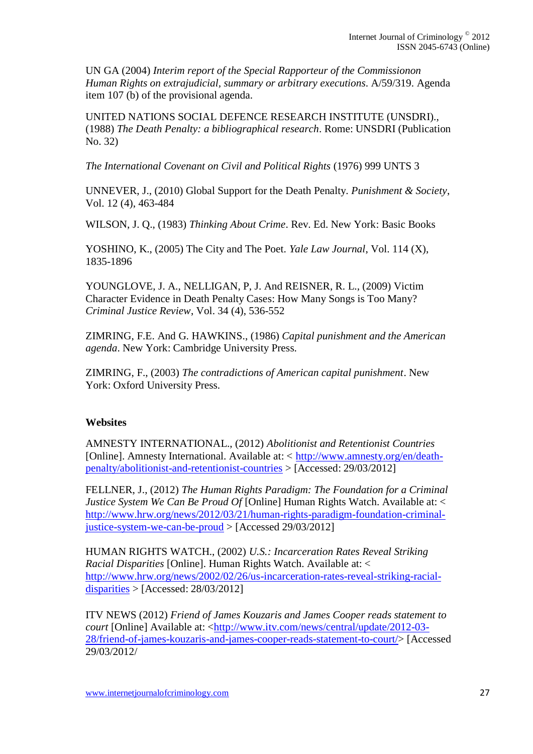UN GA (2004) *Interim report of the Special Rapporteur of the Commissionon Human Rights on extrajudicial, summary or arbitrary executions*. A/59/319. Agenda item 107 (b) of the provisional agenda.

UNITED NATIONS SOCIAL DEFENCE RESEARCH INSTITUTE (UNSDRI)., (1988) *The Death Penalty: a bibliographical research*. Rome: UNSDRI (Publication No. 32)

*The International Covenant on Civil and Political Rights* (1976) 999 UNTS 3

UNNEVER, J., (2010) Global Support for the Death Penalty. *Punishment & Society*, Vol. 12 (4), 463-484

WILSON, J. Q., (1983) *Thinking About Crime*. Rev. Ed. New York: Basic Books

YOSHINO, K., (2005) The City and The Poet. *Yale Law Journal*, Vol. 114 (X), 1835-1896

YOUNGLOVE, J. A., NELLIGAN, P, J. And REISNER, R. L., (2009) Victim Character Evidence in Death Penalty Cases: How Many Songs is Too Many? *Criminal Justice Review*, Vol. 34 (4), 536-552

ZIMRING, F.E. And G. HAWKINS., (1986) *Capital punishment and the American agenda*. New York: Cambridge University Press.

ZIMRING, F., (2003) *The contradictions of American capital punishment*. New York: Oxford University Press.

## Websites

AMNESTY INTERNATIONAL., (2012) *Abolitionist and Retentionist Countries* [Online]. Amnesty International. Available at: < http://www.amnesty.org/en/death-penalty/abolitionist-and-retentionist-countries > [Accessed: 29/03/2012]

FELLNER, J., (2012) *The Human Rights Paradigm: The Foundation for a Criminal Justice System We Can Be Proud Of* [Online] Human Rights Watch. Available at: < http://www.hrw.org/news/2012/03/21/human-rights-paradigm-foundation-criminal-justice-system-we-can-be-proud > [Accessed 29/03/2012]

HUMAN RIGHTS WATCH., (2002) *U.S.: Incarceration Rates Reveal Striking Racial Disparities* [Online]. Human Rights Watch. Available at: < http://www.hrw.org/news/2002/02/26/us-incarceration-rates-reveal-striking-racial-disparities > [Accessed: 28/03/2012]

ITV NEWS (2012) *Friend of James Kouzaris and James Cooper reads statement to court* [Online] Available at: <http://www.itv.com/news/central/update/2012-03-28/friend-of-james-kouzaris-and-james-cooper-reads-statement-to-court/> [Accessed 29/03/2012/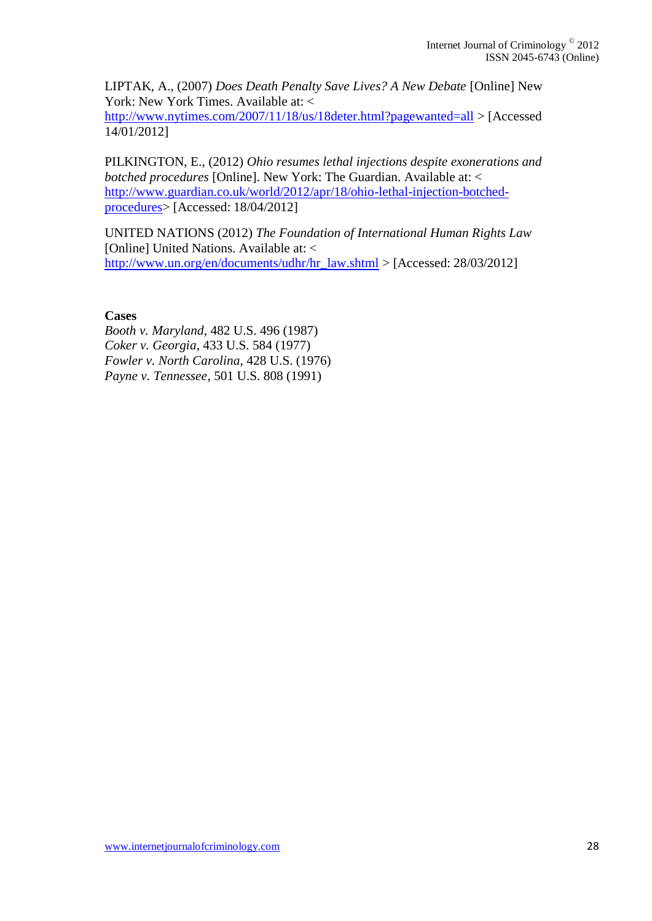LIPTAK, A., (2007) *Does Death Penalty Save Lives? A New Debate* [Online] New York: New York Times. Available at: < http://www.nytimes.com/2007/11/18/us/18deter.html?pagewanted=all > [Accessed 14/01/2012]

PILKINGTON, E., (2012) *Ohio resumes lethal injections despite exonerations and botched procedures* [Online]. New York: The Guardian. Available at: < http://www.guardian.co.uk/world/2012/apr/18/ohio-lethal-injection-botched-procedures> [Accessed: 18/04/2012]

UNITED NATIONS (2012) *The Foundation of International Human Rights Law* [Online] United Nations. Available at: < http://www.un.org/en/documents/udhr/hr_law.shtml > [Accessed: 28/03/2012]

**Cases**

*Booth v. Maryland*, 482 U.S. 496 (1987)
*Coker v. Georgia*, 433 U.S. 584 (1977)
*Fowler v. North Carolina*, 428 U.S. (1976)
*Payne v. Tennessee*, 501 U.S. 808 (1991)